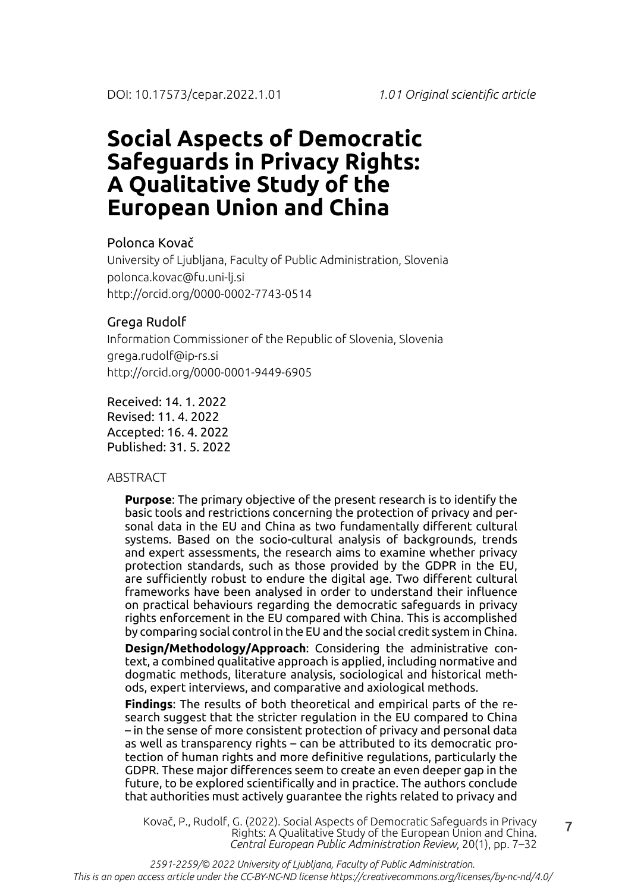DOI: 10.17573/cepar.2022.1.01 *1.01 Original scientific article*

# Social Aspects of Democratic Safeguards in Privacy Rights: A Qualitative Study of the European Union and China

Polonca Kovač
University of Ljubljana, Faculty of Public Administration, Slovenia
polonca.kovac@fu.uni-lj.si
http://orcid.org/0000-0002-7743-0514

Grega Rudolf
Information Commissioner of the Republic of Slovenia, Slovenia
grega.rudolf@ip-rs.si
http://orcid.org/0000-0001-9449-6905

Received: 14. 1. 2022
Revised: 11. 4. 2022
Accepted: 16. 4. 2022
Published: 31. 5. 2022

ABSTRACT

**Purpose**: The primary objective of the present research is to identify the basic tools and restrictions concerning the protection of privacy and personal data in the EU and China as two fundamentally different cultural systems. Based on the socio-cultural analysis of backgrounds, trends and expert assessments, the research aims to examine whether privacy protection standards, such as those provided by the GDPR in the EU, are sufficiently robust to endure the digital age. Two different cultural frameworks have been analysed in order to understand their influence on practical behaviours regarding the democratic safeguards in privacy rights enforcement in the EU compared with China. This is accomplished by comparing social control in the EU and the social credit system in China.

**Design/Methodology/Approach**: Considering the administrative context, a combined qualitative approach is applied, including normative and dogmatic methods, literature analysis, sociological and historical methods, expert interviews, and comparative and axiological methods.

**Findings**: The results of both theoretical and empirical parts of the research suggest that the stricter regulation in the EU compared to China – in the sense of more consistent protection of privacy and personal data as well as transparency rights – can be attributed to its democratic protection of human rights and more definitive regulations, particularly the GDPR. These major differences seem to create an even deeper gap in the future, to be explored scientifically and in practice. The authors conclude that authorities must actively guarantee the rights related to privacy and

Kovač, P., Rudolf, G. (2022). Social Aspects of Democratic Safeguards in Privacy Rights: A Qualitative Study of the European Union and China. *Central European Public Administration Review*, 20(1), pp. 7–32

*2591-2259/© 2022 University of Ljubljana, Faculty of Public Administration. This is an open access article under the CC-BY-NC-ND license https://creativecommons.org/licenses/by-nc-nd/4.0/*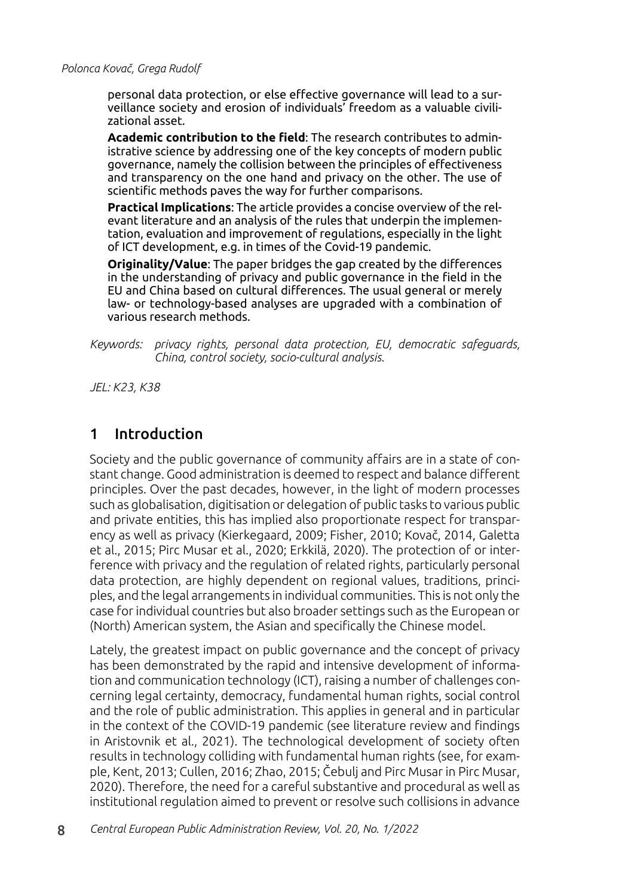personal data protection, or else effective governance will lead to a surveillance society and erosion of individuals' freedom as a valuable civilizational asset.

**Academic contribution to the field**: The research contributes to administrative science by addressing one of the key concepts of modern public governance, namely the collision between the principles of effectiveness and transparency on the one hand and privacy on the other. The use of scientific methods paves the way for further comparisons.

**Practical Implications**: The article provides a concise overview of the relevant literature and an analysis of the rules that underpin the implementation, evaluation and improvement of regulations, especially in the light of ICT development, e.g. in times of the Covid-19 pandemic.

**Originality/Value**: The paper bridges the gap created by the differences in the understanding of privacy and public governance in the field in the EU and China based on cultural differences. The usual general or merely law- or technology-based analyses are upgraded with a combination of various research methods.

*Keywords: privacy rights, personal data protection, EU, democratic safeguards, China, control society, socio-cultural analysis.*

*JEL: K23, K38*

## 1 Introduction

Society and the public governance of community affairs are in a state of constant change. Good administration is deemed to respect and balance different principles. Over the past decades, however, in the light of modern processes such as globalisation, digitisation or delegation of public tasks to various public and private entities, this has implied also proportionate respect for transparency as well as privacy (Kierkegaard, 2009; Fisher, 2010; Kovač, 2014, Galetta et al., 2015; Pirc Musar et al., 2020; Erkkilä, 2020). The protection of or interference with privacy and the regulation of related rights, particularly personal data protection, are highly dependent on regional values, traditions, principles, and the legal arrangements in individual communities. This is not only the case for individual countries but also broader settings such as the European or (North) American system, the Asian and specifically the Chinese model.

Lately, the greatest impact on public governance and the concept of privacy has been demonstrated by the rapid and intensive development of information and communication technology (ICT), raising a number of challenges concerning legal certainty, democracy, fundamental human rights, social control and the role of public administration. This applies in general and in particular in the context of the COVID-19 pandemic (see literature review and findings in Aristovnik et al., 2021). The technological development of society often results in technology colliding with fundamental human rights (see, for example, Kent, 2013; Cullen, 2016; Zhao, 2015; Čebulj and Pirc Musar in Pirc Musar, 2020). Therefore, the need for a careful substantive and procedural as well as institutional regulation aimed to prevent or resolve such collisions in advance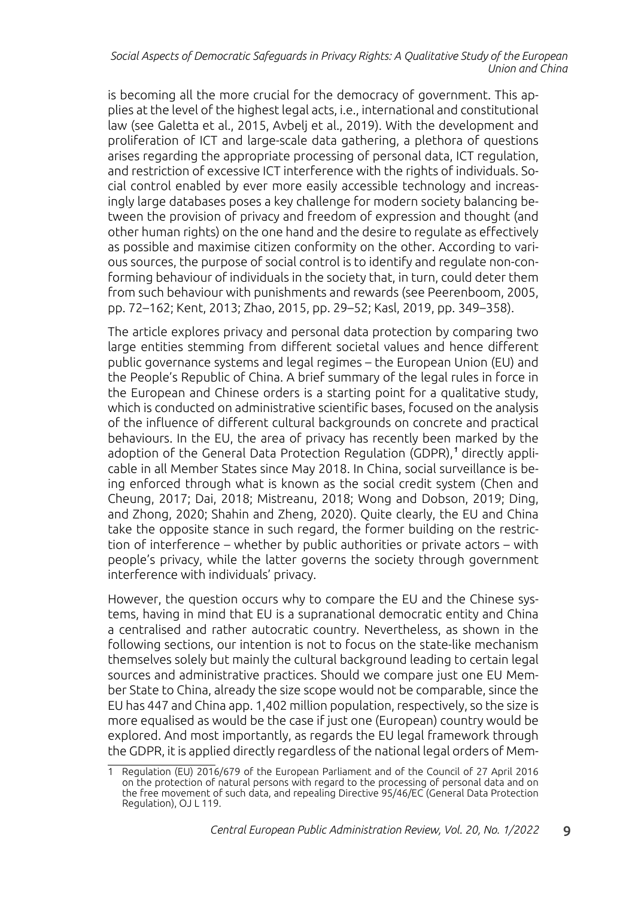is becoming all the more crucial for the democracy of government. This applies at the level of the highest legal acts, i.e., international and constitutional law (see Galetta et al., 2015, Avbelj et al., 2019). With the development and proliferation of ICT and large-scale data gathering, a plethora of questions arises regarding the appropriate processing of personal data, ICT regulation, and restriction of excessive ICT interference with the rights of individuals. Social control enabled by ever more easily accessible technology and increasingly large databases poses a key challenge for modern society balancing between the provision of privacy and freedom of expression and thought (and other human rights) on the one hand and the desire to regulate as effectively as possible and maximise citizen conformity on the other. According to various sources, the purpose of social control is to identify and regulate non-conforming behaviour of individuals in the society that, in turn, could deter them from such behaviour with punishments and rewards (see Peerenboom, 2005, pp. 72–162; Kent, 2013; Zhao, 2015, pp. 29–52; Kasl, 2019, pp. 349–358).

The article explores privacy and personal data protection by comparing two large entities stemming from different societal values and hence different public governance systems and legal regimes – the European Union (EU) and the People's Republic of China. A brief summary of the legal rules in force in the European and Chinese orders is a starting point for a qualitative study, which is conducted on administrative scientific bases, focused on the analysis of the influence of different cultural backgrounds on concrete and practical behaviours. In the EU, the area of privacy has recently been marked by the adoption of the General Data Protection Regulation (GDPR),[1] directly applicable in all Member States since May 2018. In China, social surveillance is being enforced through what is known as the social credit system (Chen and Cheung, 2017; Dai, 2018; Mistreanu, 2018; Wong and Dobson, 2019; Ding, and Zhong, 2020; Shahin and Zheng, 2020). Quite clearly, the EU and China take the opposite stance in such regard, the former building on the restriction of interference – whether by public authorities or private actors – with people's privacy, while the latter governs the society through government interference with individuals' privacy.

However, the question occurs why to compare the EU and the Chinese systems, having in mind that EU is a supranational democratic entity and China a centralised and rather autocratic country. Nevertheless, as shown in the following sections, our intention is not to focus on the state-like mechanism themselves solely but mainly the cultural background leading to certain legal sources and administrative practices. Should we compare just one EU Member State to China, already the size scope would not be comparable, since the EU has 447 and China app. 1,402 million population, respectively, so the size is more equalised as would be the case if just one (European) country would be explored. And most importantly, as regards the EU legal framework through the GDPR, it is applied directly regardless of the national legal orders of Mem-

---

1 Regulation (EU) 2016/679 of the European Parliament and of the Council of 27 April 2016 on the protection of natural persons with regard to the processing of personal data and on the free movement of such data, and repealing Directive 95/46/EC (General Data Protection Regulation), OJ L 119.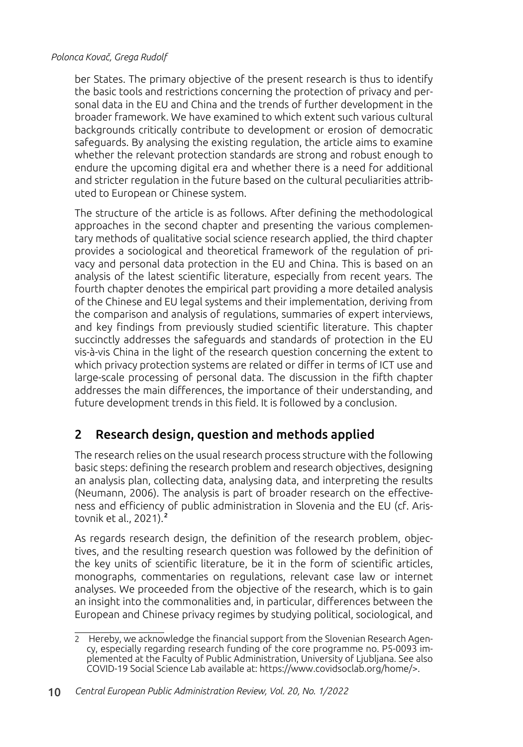ber States. The primary objective of the present research is thus to identify the basic tools and restrictions concerning the protection of privacy and personal data in the EU and China and the trends of further development in the broader framework. We have examined to which extent such various cultural backgrounds critically contribute to development or erosion of democratic safeguards. By analysing the existing regulation, the article aims to examine whether the relevant protection standards are strong and robust enough to endure the upcoming digital era and whether there is a need for additional and stricter regulation in the future based on the cultural peculiarities attributed to European or Chinese system.

The structure of the article is as follows. After defining the methodological approaches in the second chapter and presenting the various complementary methods of qualitative social science research applied, the third chapter provides a sociological and theoretical framework of the regulation of privacy and personal data protection in the EU and China. This is based on an analysis of the latest scientific literature, especially from recent years. The fourth chapter denotes the empirical part providing a more detailed analysis of the Chinese and EU legal systems and their implementation, deriving from the comparison and analysis of regulations, summaries of expert interviews, and key findings from previously studied scientific literature. This chapter succinctly addresses the safeguards and standards of protection in the EU vis-à-vis China in the light of the research question concerning the extent to which privacy protection systems are related or differ in terms of ICT use and large-scale processing of personal data. The discussion in the fifth chapter addresses the main differences, the importance of their understanding, and future development trends in this field. It is followed by a conclusion.

## 2 Research design, question and methods applied

The research relies on the usual research process structure with the following basic steps: defining the research problem and research objectives, designing an analysis plan, collecting data, analysing data, and interpreting the results (Neumann, 2006). The analysis is part of broader research on the effectiveness and efficiency of public administration in Slovenia and the EU (cf. Aristovnik et al., 2021).[2]

As regards research design, the definition of the research problem, objectives, and the resulting research question was followed by the definition of the key units of scientific literature, be it in the form of scientific articles, monographs, commentaries on regulations, relevant case law or internet analyses. We proceeded from the objective of the research, which is to gain an insight into the commonalities and, in particular, differences between the European and Chinese privacy regimes by studying political, sociological, and

---

2 Hereby, we acknowledge the financial support from the Slovenian Research Agency, especially regarding research funding of the core programme no. P5-0093 implemented at the Faculty of Public Administration, University of Ljubljana. See also COVID-19 Social Science Lab available at: https://www.covidsoclab.org/home/>.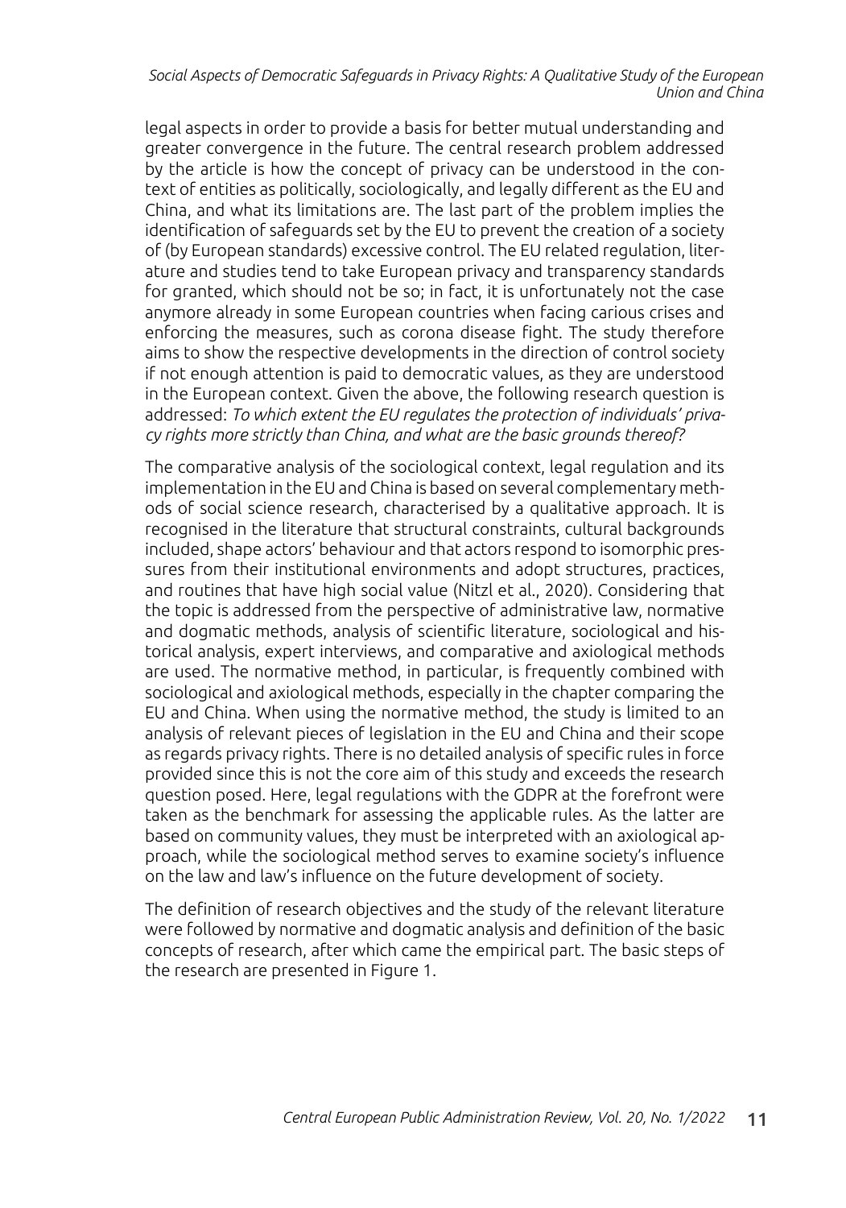legal aspects in order to provide a basis for better mutual understanding and greater convergence in the future. The central research problem addressed by the article is how the concept of privacy can be understood in the context of entities as politically, sociologically, and legally different as the EU and China, and what its limitations are. The last part of the problem implies the identification of safeguards set by the EU to prevent the creation of a society of (by European standards) excessive control. The EU related regulation, literature and studies tend to take European privacy and transparency standards for granted, which should not be so; in fact, it is unfortunately not the case anymore already in some European countries when facing carious crises and enforcing the measures, such as corona disease fight. The study therefore aims to show the respective developments in the direction of control society if not enough attention is paid to democratic values, as they are understood in the European context. Given the above, the following research question is addressed: *To which extent the EU regulates the protection of individuals' privacy rights more strictly than China, and what are the basic grounds thereof?*

The comparative analysis of the sociological context, legal regulation and its implementation in the EU and China is based on several complementary methods of social science research, characterised by a qualitative approach. It is recognised in the literature that structural constraints, cultural backgrounds included, shape actors' behaviour and that actors respond to isomorphic pressures from their institutional environments and adopt structures, practices, and routines that have high social value (Nitzl et al., 2020). Considering that the topic is addressed from the perspective of administrative law, normative and dogmatic methods, analysis of scientific literature, sociological and historical analysis, expert interviews, and comparative and axiological methods are used. The normative method, in particular, is frequently combined with sociological and axiological methods, especially in the chapter comparing the EU and China. When using the normative method, the study is limited to an analysis of relevant pieces of legislation in the EU and China and their scope as regards privacy rights. There is no detailed analysis of specific rules in force provided since this is not the core aim of this study and exceeds the research question posed. Here, legal regulations with the GDPR at the forefront were taken as the benchmark for assessing the applicable rules. As the latter are based on community values, they must be interpreted with an axiological approach, while the sociological method serves to examine society's influence on the law and law's influence on the future development of society.

The definition of research objectives and the study of the relevant literature were followed by normative and dogmatic analysis and definition of the basic concepts of research, after which came the empirical part. The basic steps of the research are presented in Figure 1.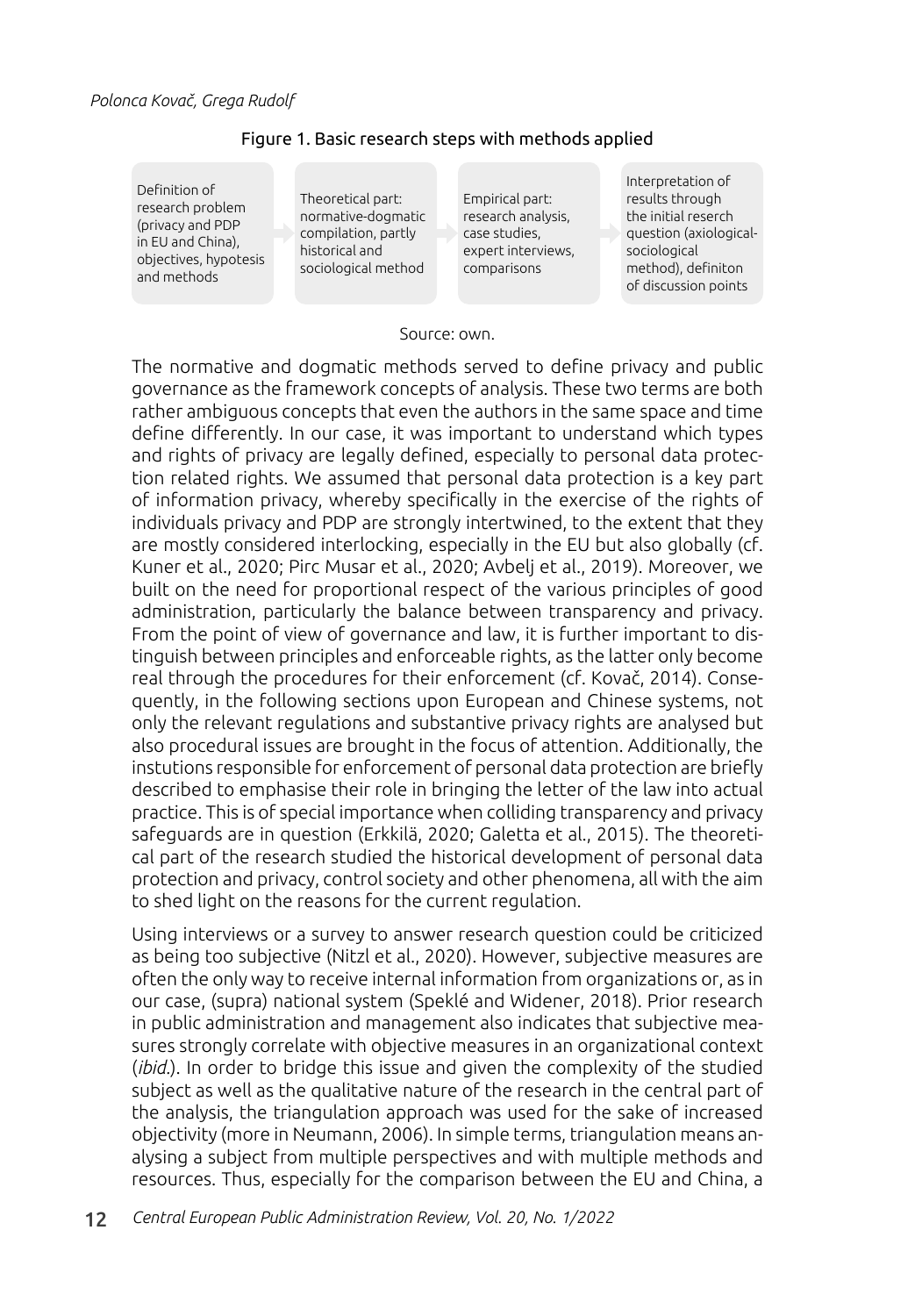Figure 1. Basic research steps with methods applied

| Definition of research problem (privacy and PDP in EU and China), objectives, hypotesis and methods | Theoretical part: normative-dogmatic compilation, partly historical and sociological method | Empirical part: research analysis, case studies, expert interviews, comparisons | Interpretation of results through the initial resrch question (axiological-sociological method), definiton of discussion points |
|---|---|---|---|

Source: own.

The normative and dogmatic methods served to define privacy and public governance as the framework concepts of analysis. These two terms are both rather ambiguous concepts that even the authors in the same space and time define differently. In our case, it was important to understand which types and rights of privacy are legally defined, especially to personal data protection related rights. We assumed that personal data protection is a key part of information privacy, whereby specifically in the exercise of the rights of individuals privacy and PDP are strongly intertwined, to the extent that they are mostly considered interlocking, especially in the EU but also globally (cf. Kuner et al., 2020; Pirc Musar et al., 2020; Avbelj et al., 2019). Moreover, we built on the need for proportional respect of the various principles of good administration, particularly the balance between transparency and privacy. From the point of view of governance and law, it is further important to distinguish between principles and enforceable rights, as the latter only become real through the procedures for their enforcement (cf. Kovač, 2014). Consequently, in the following sections upon European and Chinese systems, not only the relevant regulations and substantive privacy rights are analysed but also procedural issues are brought in the focus of attention. Additionally, the instutions responsible for enforcement of personal data protection are briefly described to emphasise their role in bringing the letter of the law into actual practice. This is of special importance when colliding transparency and privacy safeguards are in question (Erkkilä, 2020; Galetta et al., 2015). The theoretical part of the research studied the historical development of personal data protection and privacy, control society and other phenomena, all with the aim to shed light on the reasons for the current regulation.

Using interviews or a survey to answer research question could be criticized as being too subjective (Nitzl et al., 2020). However, subjective measures are often the only way to receive internal information from organizations or, as in our case, (supra) national system (Speklé and Widener, 2018). Prior research in public administration and management also indicates that subjective measures strongly correlate with objective measures in an organizational context (*ibid*.). In order to bridge this issue and given the complexity of the studied subject as well as the qualitative nature of the research in the central part of the analysis, the triangulation approach was used for the sake of increased objectivity (more in Neumann, 2006). In simple terms, triangulation means analysing a subject from multiple perspectives and with multiple methods and resources. Thus, especially for the comparison between the EU and China, a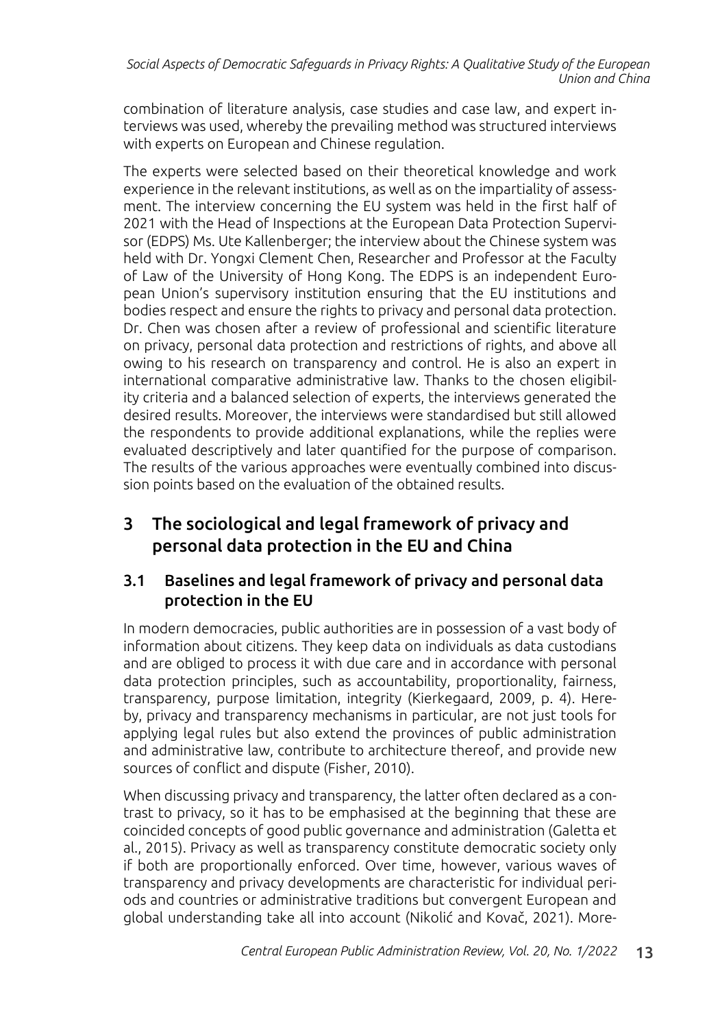combination of literature analysis, case studies and case law, and expert interviews was used, whereby the prevailing method was structured interviews with experts on European and Chinese regulation.

The experts were selected based on their theoretical knowledge and work experience in the relevant institutions, as well as on the impartiality of assessment. The interview concerning the EU system was held in the first half of 2021 with the Head of Inspections at the European Data Protection Supervisor (EDPS) Ms. Ute Kallenberger; the interview about the Chinese system was held with Dr. Yongxi Clement Chen, Researcher and Professor at the Faculty of Law of the University of Hong Kong. The EDPS is an independent European Union's supervisory institution ensuring that the EU institutions and bodies respect and ensure the rights to privacy and personal data protection. Dr. Chen was chosen after a review of professional and scientific literature on privacy, personal data protection and restrictions of rights, and above all owing to his research on transparency and control. He is also an expert in international comparative administrative law. Thanks to the chosen eligibility criteria and a balanced selection of experts, the interviews generated the desired results. Moreover, the interviews were standardised but still allowed the respondents to provide additional explanations, while the replies were evaluated descriptively and later quantified for the purpose of comparison. The results of the various approaches were eventually combined into discussion points based on the evaluation of the obtained results.

## 3 The sociological and legal framework of privacy and personal data protection in the EU and China

### 3.1 Baselines and legal framework of privacy and personal data protection in the EU

In modern democracies, public authorities are in possession of a vast body of information about citizens. They keep data on individuals as data custodians and are obliged to process it with due care and in accordance with personal data protection principles, such as accountability, proportionality, fairness, transparency, purpose limitation, integrity (Kierkegaard, 2009, p. 4). Hereby, privacy and transparency mechanisms in particular, are not just tools for applying legal rules but also extend the provinces of public administration and administrative law, contribute to architecture thereof, and provide new sources of conflict and dispute (Fisher, 2010).

When discussing privacy and transparency, the latter often declared as a contrast to privacy, so it has to be emphasised at the beginning that these are coincided concepts of good public governance and administration (Galetta et al., 2015). Privacy as well as transparency constitute democratic society only if both are proportionally enforced. Over time, however, various waves of transparency and privacy developments are characteristic for individual periods and countries or administrative traditions but convergent European and global understanding take all into account (Nikolić and Kovač, 2021). More-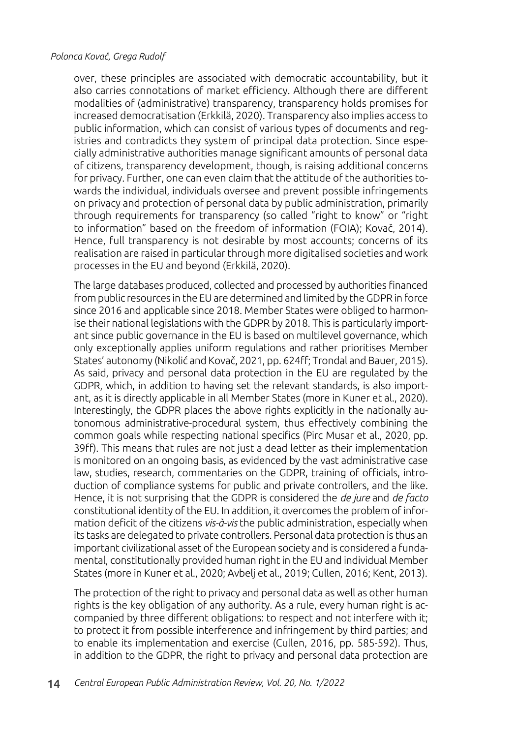over, these principles are associated with democratic accountability, but it also carries connotations of market efficiency. Although there are different modalities of (administrative) transparency, transparency holds promises for increased democratisation (Erkkilä, 2020). Transparency also implies access to public information, which can consist of various types of documents and registries and contradicts they system of principal data protection. Since especially administrative authorities manage significant amounts of personal data of citizens, transparency development, though, is raising additional concerns for privacy. Further, one can even claim that the attitude of the authorities towards the individual, individuals oversee and prevent possible infringements on privacy and protection of personal data by public administration, primarily through requirements for transparency (so called "right to know" or "right to information" based on the freedom of information (FOIA); Kovač, 2014). Hence, full transparency is not desirable by most accounts; concerns of its realisation are raised in particular through more digitalised societies and work processes in the EU and beyond (Erkkilä, 2020).

The large databases produced, collected and processed by authorities financed from public resources in the EU are determined and limited by the GDPR in force since 2016 and applicable since 2018. Member States were obliged to harmonise their national legislations with the GDPR by 2018. This is particularly important since public governance in the EU is based on multilevel governance, which only exceptionally applies uniform regulations and rather prioritises Member States' autonomy (Nikolić and Kovač, 2021, pp. 624ff; Trondal and Bauer, 2015). As said, privacy and personal data protection in the EU are regulated by the GDPR, which, in addition to having set the relevant standards, is also important, as it is directly applicable in all Member States (more in Kuner et al., 2020). Interestingly, the GDPR places the above rights explicitly in the nationally autonomous administrative-procedural system, thus effectively combining the common goals while respecting national specifics (Pirc Musar et al., 2020, pp. 39ff). This means that rules are not just a dead letter as their implementation is monitored on an ongoing basis, as evidenced by the vast administrative case law, studies, research, commentaries on the GDPR, training of officials, introduction of compliance systems for public and private controllers, and the like. Hence, it is not surprising that the GDPR is considered the *de jure* and *de facto* constitutional identity of the EU. In addition, it overcomes the problem of information deficit of the citizens *vis-à-vis* the public administration, especially when its tasks are delegated to private controllers. Personal data protection is thus an important civilizational asset of the European society and is considered a fundamental, constitutionally provided human right in the EU and individual Member States (more in Kuner et al., 2020; Avbelj et al., 2019; Cullen, 2016; Kent, 2013).

The protection of the right to privacy and personal data as well as other human rights is the key obligation of any authority. As a rule, every human right is accompanied by three different obligations: to respect and not interfere with it; to protect it from possible interference and infringement by third parties; and to enable its implementation and exercise (Cullen, 2016, pp. 585-592). Thus, in addition to the GDPR, the right to privacy and personal data protection are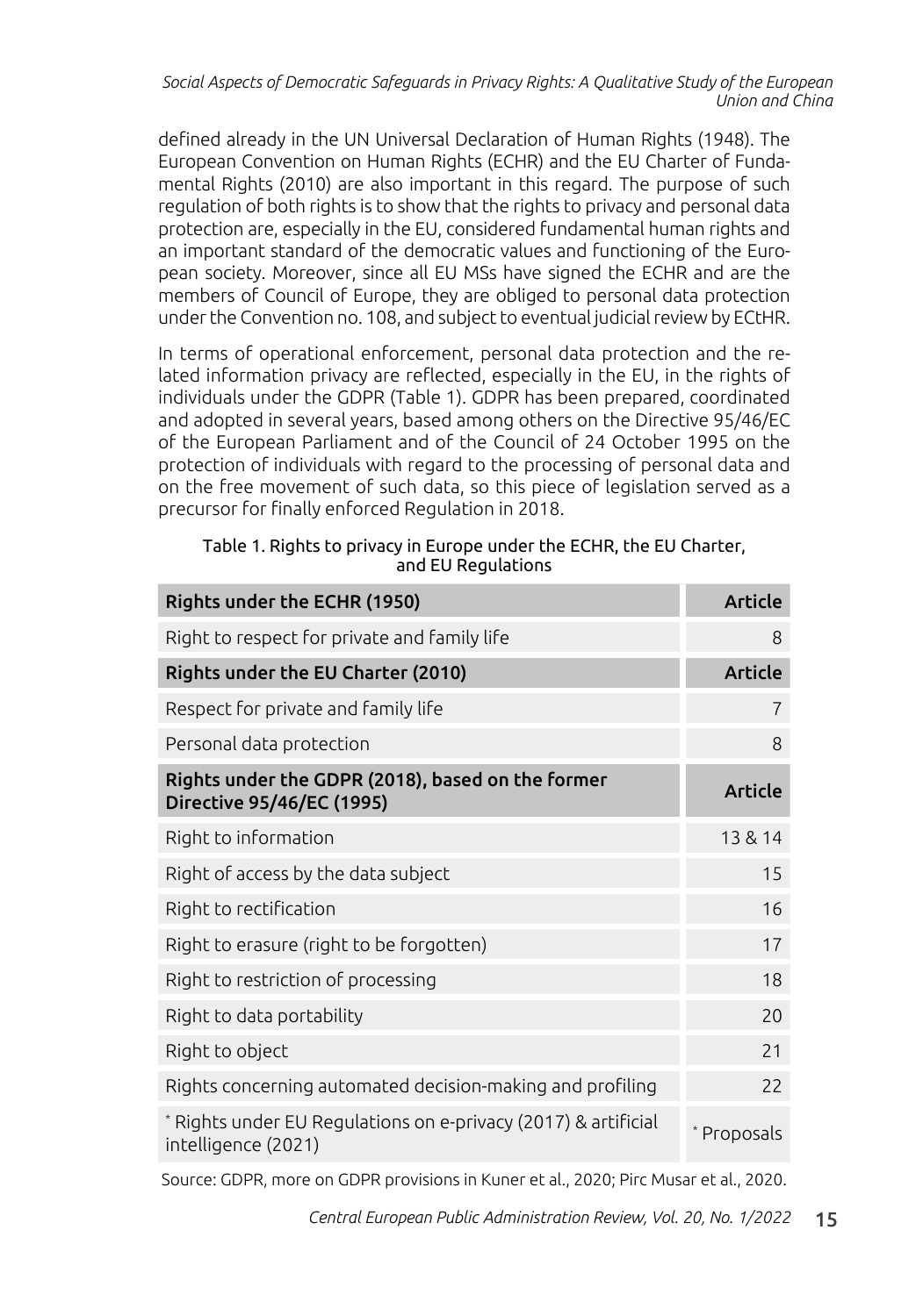defined already in the UN Universal Declaration of Human Rights (1948). The European Convention on Human Rights (ECHR) and the EU Charter of Fundamental Rights (2010) are also important in this regard. The purpose of such regulation of both rights is to show that the rights to privacy and personal data protection are, especially in the EU, considered fundamental human rights and an important standard of the democratic values and functioning of the European society. Moreover, since all EU MSs have signed the ECHR and are the members of Council of Europe, they are obliged to personal data protection under the Convention no. 108, and subject to eventual judicial review by ECtHR.

In terms of operational enforcement, personal data protection and the related information privacy are reflected, especially in the EU, in the rights of individuals under the GDPR (Table 1). GDPR has been prepared, coordinated and adopted in several years, based among others on the Directive 95/46/EC of the European Parliament and of the Council of 24 October 1995 on the protection of individuals with regard to the processing of personal data and on the free movement of such data, so this piece of legislation served as a precursor for finally enforced Regulation in 2018.

Table 1. Rights to privacy in Europe under the ECHR, the EU Charter, and EU Regulations

| **Rights under the ECHR (1950)** | **Article** |
|---|---|
| Right to respect for private and family life | 8 |
| **Rights under the EU Charter (2010)** | **Article** |
| Respect for private and family life | 7 |
| Personal data protection | 8 |
| **Rights under the GDPR (2018), based on the former Directive 95/46/EC (1995)** | **Article** |
| Right to information | 13 & 14 |
| Right of access by the data subject | 15 |
| Right to rectification | 16 |
| Right to erasure (right to be forgotten) | 17 |
| Right to restriction of processing | 18 |
| Right to data portability | 20 |
| Right to object | 21 |
| Rights concerning automated decision-making and profiling | 22 |
| * Rights under EU Regulations on e-privacy (2017) & artificial intelligence (2021) | * Proposals |

Source: GDPR, more on GDPR provisions in Kuner et al., 2020; Pirc Musar et al., 2020.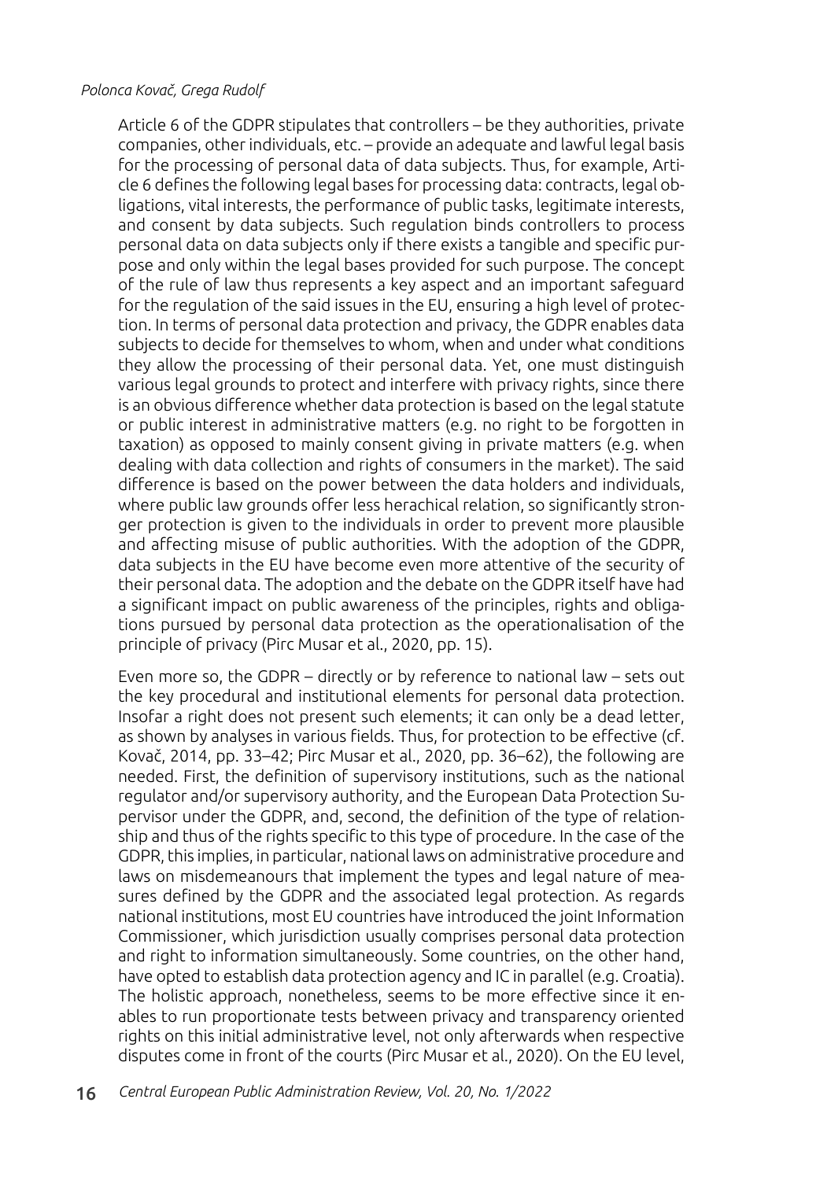Article 6 of the GDPR stipulates that controllers – be they authorities, private companies, other individuals, etc. – provide an adequate and lawful legal basis for the processing of personal data of data subjects. Thus, for example, Article 6 defines the following legal bases for processing data: contracts, legal obligations, vital interests, the performance of public tasks, legitimate interests, and consent by data subjects. Such regulation binds controllers to process personal data on data subjects only if there exists a tangible and specific purpose and only within the legal bases provided for such purpose. The concept of the rule of law thus represents a key aspect and an important safeguard for the regulation of the said issues in the EU, ensuring a high level of protection. In terms of personal data protection and privacy, the GDPR enables data subjects to decide for themselves to whom, when and under what conditions they allow the processing of their personal data. Yet, one must distinguish various legal grounds to protect and interfere with privacy rights, since there is an obvious difference whether data protection is based on the legal statute or public interest in administrative matters (e.g. no right to be forgotten in taxation) as opposed to mainly consent giving in private matters (e.g. when dealing with data collection and rights of consumers in the market). The said difference is based on the power between the data holders and individuals, where public law grounds offer less herachical relation, so significantly stronger protection is given to the individuals in order to prevent more plausible and affecting misuse of public authorities. With the adoption of the GDPR, data subjects in the EU have become even more attentive of the security of their personal data. The adoption and the debate on the GDPR itself have had a significant impact on public awareness of the principles, rights and obligations pursued by personal data protection as the operationalisation of the principle of privacy (Pirc Musar et al., 2020, pp. 15).

Even more so, the GDPR – directly or by reference to national law – sets out the key procedural and institutional elements for personal data protection. Insofar a right does not present such elements; it can only be a dead letter, as shown by analyses in various fields. Thus, for protection to be effective (cf. Kovač, 2014, pp. 33–42; Pirc Musar et al., 2020, pp. 36–62), the following are needed. First, the definition of supervisory institutions, such as the national regulator and/or supervisory authority, and the European Data Protection Supervisor under the GDPR, and, second, the definition of the type of relationship and thus of the rights specific to this type of procedure. In the case of the GDPR, this implies, in particular, national laws on administrative procedure and laws on misdemeanours that implement the types and legal nature of measures defined by the GDPR and the associated legal protection. As regards national institutions, most EU countries have introduced the joint Information Commissioner, which jurisdiction usually comprises personal data protection and right to information simultaneously. Some countries, on the other hand, have opted to establish data protection agency and IC in parallel (e.g. Croatia). The holistic approach, nonetheless, seems to be more effective since it enables to run proportionate tests between privacy and transparency oriented rights on this initial administrative level, not only afterwards when respective disputes come in front of the courts (Pirc Musar et al., 2020). On the EU level,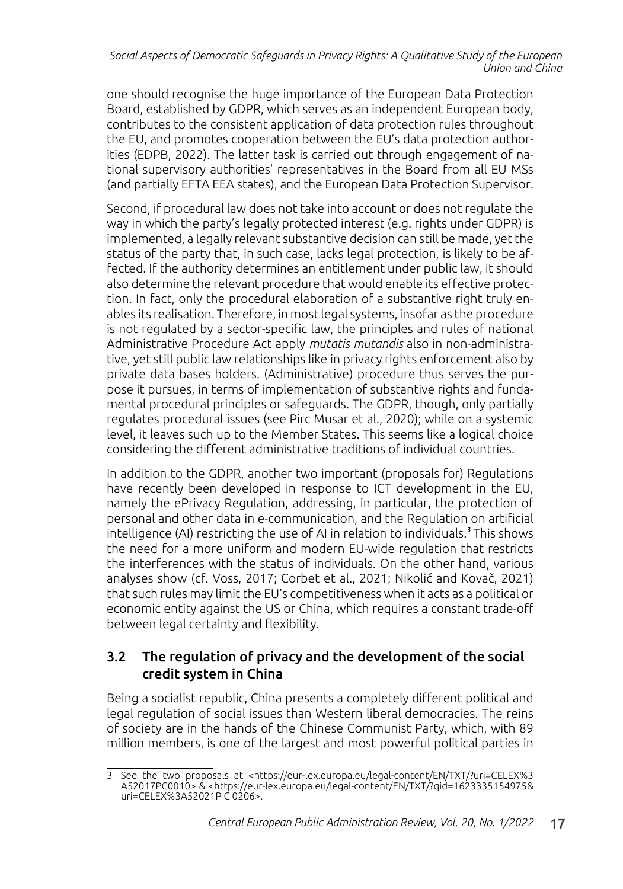one should recognise the huge importance of the European Data Protection Board, established by GDPR, which serves as an independent European body, contributes to the consistent application of data protection rules throughout the EU, and promotes cooperation between the EU's data protection authorities (EDPB, 2022). The latter task is carried out through engagement of national supervisory authorities' representatives in the Board from all EU MSs (and partially EFTA EEA states), and the European Data Protection Supervisor.

Second, if procedural law does not take into account or does not regulate the way in which the party's legally protected interest (e.g. rights under GDPR) is implemented, a legally relevant substantive decision can still be made, yet the status of the party that, in such case, lacks legal protection, is likely to be affected. If the authority determines an entitlement under public law, it should also determine the relevant procedure that would enable its effective protection. In fact, only the procedural elaboration of a substantive right truly enables its realisation. Therefore, in most legal systems, insofar as the procedure is not regulated by a sector-specific law, the principles and rules of national Administrative Procedure Act apply *mutatis mutandis* also in non-administrative, yet still public law relationships like in privacy rights enforcement also by private data bases holders. (Administrative) procedure thus serves the purpose it pursues, in terms of implementation of substantive rights and fundamental procedural principles or safeguards. The GDPR, though, only partially regulates procedural issues (see Pirc Musar et al., 2020); while on a systemic level, it leaves such up to the Member States. This seems like a logical choice considering the different administrative traditions of individual countries.

In addition to the GDPR, another two important (proposals for) Regulations have recently been developed in response to ICT development in the EU, namely the ePrivacy Regulation, addressing, in particular, the protection of personal and other data in e-communication, and the Regulation on artificial intelligence (AI) restricting the use of AI in relation to individuals.[3] This shows the need for a more uniform and modern EU-wide regulation that restricts the interferences with the status of individuals. On the other hand, various analyses show (cf. Voss, 2017; Corbet et al., 2021; Nikolić and Kovač, 2021) that such rules may limit the EU's competitiveness when it acts as a political or economic entity against the US or China, which requires a constant trade-off between legal certainty and flexibility.

### 3.2 The regulation of privacy and the development of the social credit system in China

Being a socialist republic, China presents a completely different political and legal regulation of social issues than Western liberal democracies. The reins of society are in the hands of the Chinese Communist Party, which, with 89 million members, is one of the largest and most powerful political parties in

---

[3] See the two proposals at <https://eur-lex.europa.eu/legal-content/EN/TXT/?uri=CELEX%3A52017PC0010> & <https://eur-lex.europa.eu/legal-content/EN/TXT/?qid=1623335154975&uri=CELEX%3A52021PC0206>.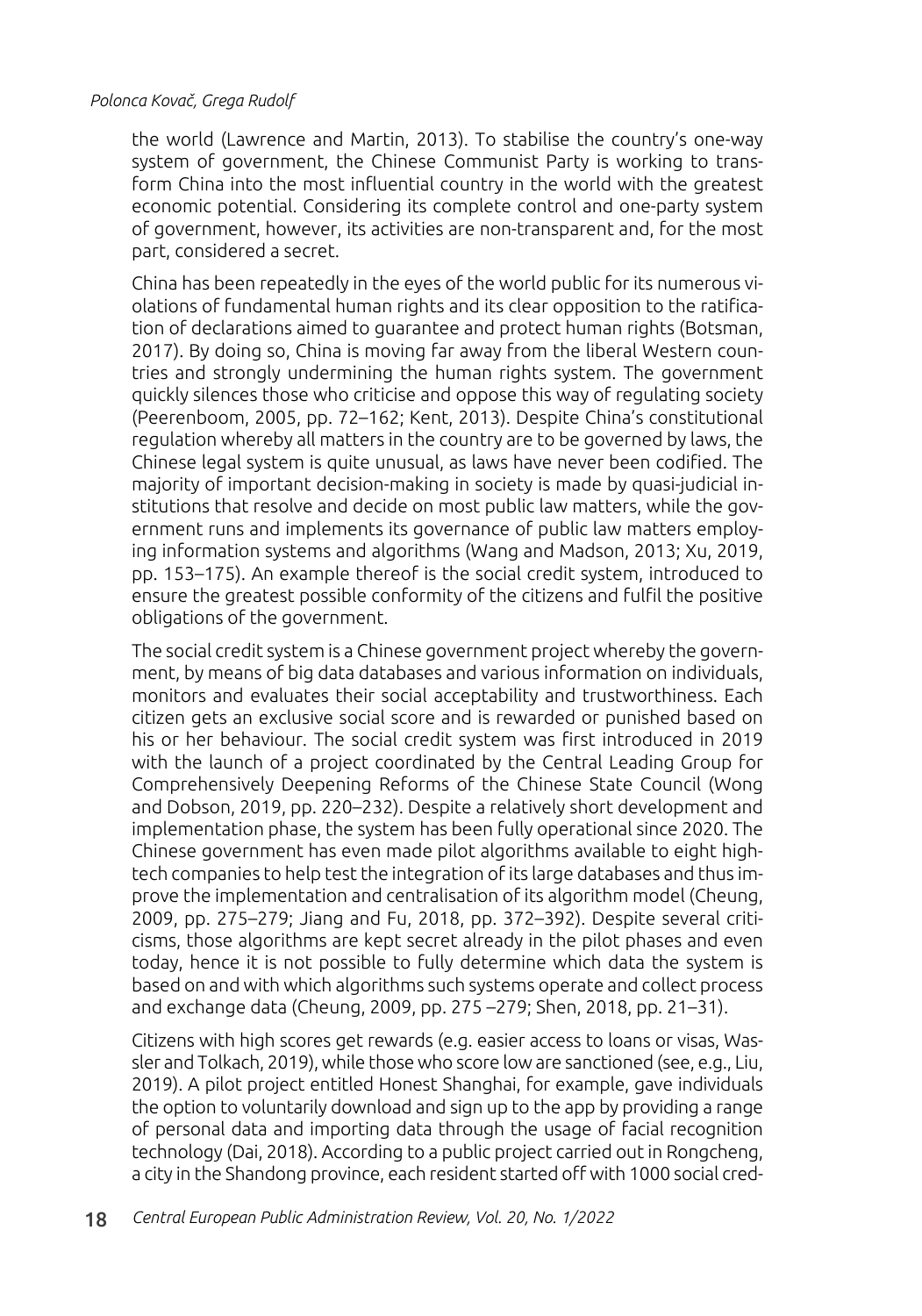the world (Lawrence and Martin, 2013). To stabilise the country's one-way system of government, the Chinese Communist Party is working to transform China into the most influential country in the world with the greatest economic potential. Considering its complete control and one-party system of government, however, its activities are non-transparent and, for the most part, considered a secret.

China has been repeatedly in the eyes of the world public for its numerous violations of fundamental human rights and its clear opposition to the ratification of declarations aimed to guarantee and protect human rights (Botsman, 2017). By doing so, China is moving far away from the liberal Western countries and strongly undermining the human rights system. The government quickly silences those who criticise and oppose this way of regulating society (Peerenboom, 2005, pp. 72–162; Kent, 2013). Despite China's constitutional regulation whereby all matters in the country are to be governed by laws, the Chinese legal system is quite unusual, as laws have never been codified. The majority of important decision-making in society is made by quasi-judicial institutions that resolve and decide on most public law matters, while the government runs and implements its governance of public law matters employing information systems and algorithms (Wang and Madson, 2013; Xu, 2019, pp. 153–175). An example thereof is the social credit system, introduced to ensure the greatest possible conformity of the citizens and fulfil the positive obligations of the government.

The social credit system is a Chinese government project whereby the government, by means of big data databases and various information on individuals, monitors and evaluates their social acceptability and trustworthiness. Each citizen gets an exclusive social score and is rewarded or punished based on his or her behaviour. The social credit system was first introduced in 2019 with the launch of a project coordinated by the Central Leading Group for Comprehensively Deepening Reforms of the Chinese State Council (Wong and Dobson, 2019, pp. 220–232). Despite a relatively short development and implementation phase, the system has been fully operational since 2020. The Chinese government has even made pilot algorithms available to eight high-tech companies to help test the integration of its large databases and thus improve the implementation and centralisation of its algorithm model (Cheung, 2009, pp. 275–279; Jiang and Fu, 2018, pp. 372–392). Despite several criticisms, those algorithms are kept secret already in the pilot phases and even today, hence it is not possible to fully determine which data the system is based on and with which algorithms such systems operate and collect process and exchange data (Cheung, 2009, pp. 275 –279; Shen, 2018, pp. 21–31).

Citizens with high scores get rewards (e.g. easier access to loans or visas, Wassler and Tolkach, 2019), while those who score low are sanctioned (see, e.g., Liu, 2019). A pilot project entitled Honest Shanghai, for example, gave individuals the option to voluntarily download and sign up to the app by providing a range of personal data and importing data through the usage of facial recognition technology (Dai, 2018). According to a public project carried out in Rongcheng, a city in the Shandong province, each resident started off with 1000 social cred-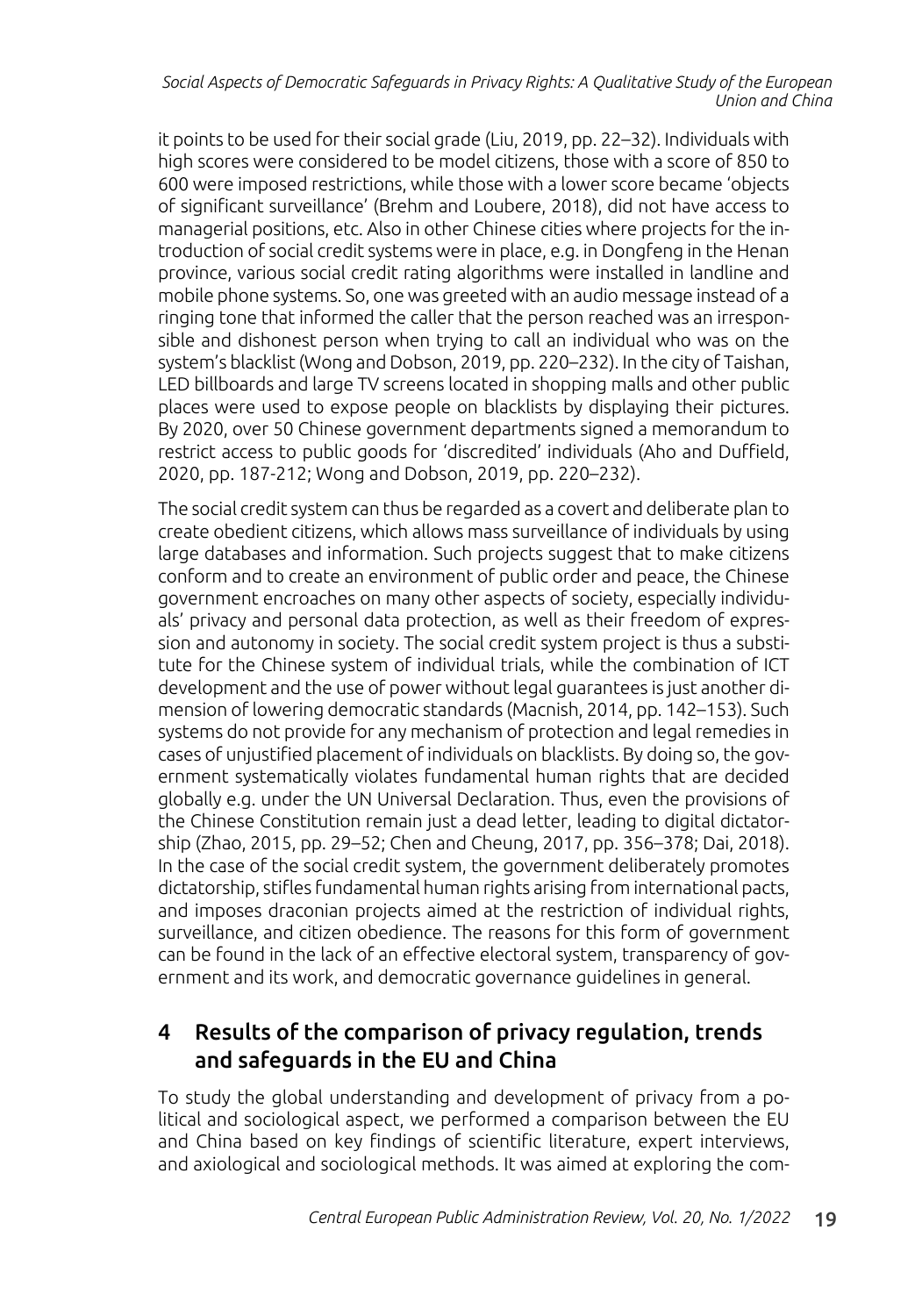it points to be used for their social grade (Liu, 2019, pp. 22–32). Individuals with high scores were considered to be model citizens, those with a score of 850 to 600 were imposed restrictions, while those with a lower score became 'objects of significant surveillance' (Brehm and Loubere, 2018), did not have access to managerial positions, etc. Also in other Chinese cities where projects for the introduction of social credit systems were in place, e.g. in Dongfeng in the Henan province, various social credit rating algorithms were installed in landline and mobile phone systems. So, one was greeted with an audio message instead of a ringing tone that informed the caller that the person reached was an irresponsible and dishonest person when trying to call an individual who was on the system's blacklist (Wong and Dobson, 2019, pp. 220–232). In the city of Taishan, LED billboards and large TV screens located in shopping malls and other public places were used to expose people on blacklists by displaying their pictures. By 2020, over 50 Chinese government departments signed a memorandum to restrict access to public goods for 'discredited' individuals (Aho and Duffield, 2020, pp. 187-212; Wong and Dobson, 2019, pp. 220–232).

The social credit system can thus be regarded as a covert and deliberate plan to create obedient citizens, which allows mass surveillance of individuals by using large databases and information. Such projects suggest that to make citizens conform and to create an environment of public order and peace, the Chinese government encroaches on many other aspects of society, especially individuals' privacy and personal data protection, as well as their freedom of expression and autonomy in society. The social credit system project is thus a substitute for the Chinese system of individual trials, while the combination of ICT development and the use of power without legal guarantees is just another dimension of lowering democratic standards (Macnish, 2014, pp. 142–153). Such systems do not provide for any mechanism of protection and legal remedies in cases of unjustified placement of individuals on blacklists. By doing so, the government systematically violates fundamental human rights that are decided globally e.g. under the UN Universal Declaration. Thus, even the provisions of the Chinese Constitution remain just a dead letter, leading to digital dictatorship (Zhao, 2015, pp. 29–52; Chen and Cheung, 2017, pp. 356–378; Dai, 2018). In the case of the social credit system, the government deliberately promotes dictatorship, stifles fundamental human rights arising from international pacts, and imposes draconian projects aimed at the restriction of individual rights, surveillance, and citizen obedience. The reasons for this form of government can be found in the lack of an effective electoral system, transparency of government and its work, and democratic governance guidelines in general.

## 4 Results of the comparison of privacy regulation, trends and safeguards in the EU and China

To study the global understanding and development of privacy from a political and sociological aspect, we performed a comparison between the EU and China based on key findings of scientific literature, expert interviews, and axiological and sociological methods. It was aimed at exploring the com-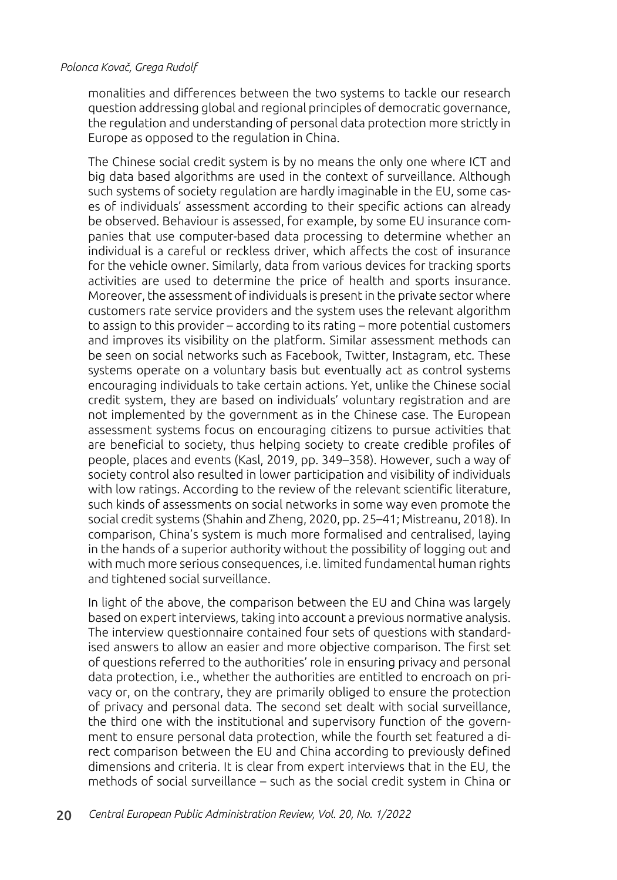monalities and differences between the two systems to tackle our research question addressing global and regional principles of democratic governance, the regulation and understanding of personal data protection more strictly in Europe as opposed to the regulation in China.

The Chinese social credit system is by no means the only one where ICT and big data based algorithms are used in the context of surveillance. Although such systems of society regulation are hardly imaginable in the EU, some cases of individuals' assessment according to their specific actions can already be observed. Behaviour is assessed, for example, by some EU insurance companies that use computer-based data processing to determine whether an individual is a careful or reckless driver, which affects the cost of insurance for the vehicle owner. Similarly, data from various devices for tracking sports activities are used to determine the price of health and sports insurance. Moreover, the assessment of individuals is present in the private sector where customers rate service providers and the system uses the relevant algorithm to assign to this provider – according to its rating – more potential customers and improves its visibility on the platform. Similar assessment methods can be seen on social networks such as Facebook, Twitter, Instagram, etc. These systems operate on a voluntary basis but eventually act as control systems encouraging individuals to take certain actions. Yet, unlike the Chinese social credit system, they are based on individuals' voluntary registration and are not implemented by the government as in the Chinese case. The European assessment systems focus on encouraging citizens to pursue activities that are beneficial to society, thus helping society to create credible profiles of people, places and events (Kasl, 2019, pp. 349–358). However, such a way of society control also resulted in lower participation and visibility of individuals with low ratings. According to the review of the relevant scientific literature, such kinds of assessments on social networks in some way even promote the social credit systems (Shahin and Zheng, 2020, pp. 25–41; Mistreanu, 2018). In comparison, China's system is much more formalised and centralised, laying in the hands of a superior authority without the possibility of logging out and with much more serious consequences, i.e. limited fundamental human rights and tightened social surveillance.

In light of the above, the comparison between the EU and China was largely based on expert interviews, taking into account a previous normative analysis. The interview questionnaire contained four sets of questions with standardised answers to allow an easier and more objective comparison. The first set of questions referred to the authorities' role in ensuring privacy and personal data protection, i.e., whether the authorities are entitled to encroach on privacy or, on the contrary, they are primarily obliged to ensure the protection of privacy and personal data. The second set dealt with social surveillance, the third one with the institutional and supervisory function of the government to ensure personal data protection, while the fourth set featured a direct comparison between the EU and China according to previously defined dimensions and criteria. It is clear from expert interviews that in the EU, the methods of social surveillance – such as the social credit system in China or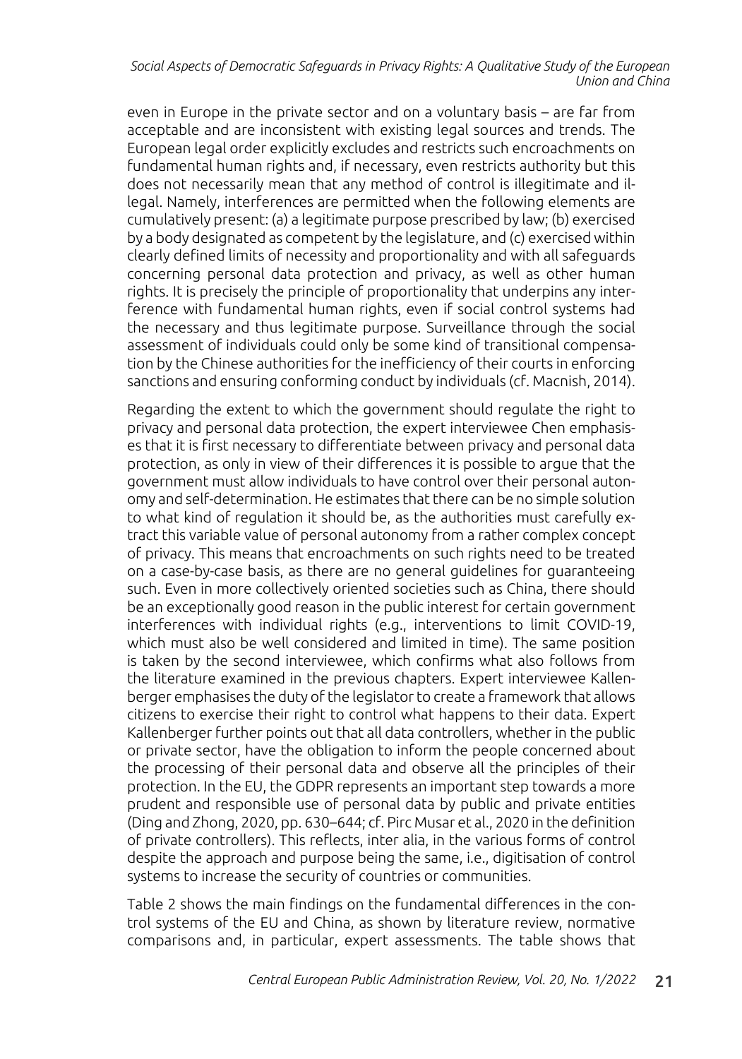even in Europe in the private sector and on a voluntary basis – are far from acceptable and are inconsistent with existing legal sources and trends. The European legal order explicitly excludes and restricts such encroachments on fundamental human rights and, if necessary, even restricts authority but this does not necessarily mean that any method of control is illegitimate and illegal. Namely, interferences are permitted when the following elements are cumulatively present: (a) a legitimate purpose prescribed by law; (b) exercised by a body designated as competent by the legislature, and (c) exercised within clearly defined limits of necessity and proportionality and with all safeguards concerning personal data protection and privacy, as well as other human rights. It is precisely the principle of proportionality that underpins any interference with fundamental human rights, even if social control systems had the necessary and thus legitimate purpose. Surveillance through the social assessment of individuals could only be some kind of transitional compensation by the Chinese authorities for the inefficiency of their courts in enforcing sanctions and ensuring conforming conduct by individuals (cf. Macnish, 2014).

Regarding the extent to which the government should regulate the right to privacy and personal data protection, the expert interviewee Chen emphasises that it is first necessary to differentiate between privacy and personal data protection, as only in view of their differences it is possible to argue that the government must allow individuals to have control over their personal autonomy and self-determination. He estimates that there can be no simple solution to what kind of regulation it should be, as the authorities must carefully extract this variable value of personal autonomy from a rather complex concept of privacy. This means that encroachments on such rights need to be treated on a case-by-case basis, as there are no general guidelines for guaranteeing such. Even in more collectively oriented societies such as China, there should be an exceptionally good reason in the public interest for certain government interferences with individual rights (e.g., interventions to limit COVID-19, which must also be well considered and limited in time). The same position is taken by the second interviewee, which confirms what also follows from the literature examined in the previous chapters. Expert interviewee Kallenberger emphasises the duty of the legislator to create a framework that allows citizens to exercise their right to control what happens to their data. Expert Kallenberger further points out that all data controllers, whether in the public or private sector, have the obligation to inform the people concerned about the processing of their personal data and observe all the principles of their protection. In the EU, the GDPR represents an important step towards a more prudent and responsible use of personal data by public and private entities (Ding and Zhong, 2020, pp. 630–644; cf. Pirc Musar et al., 2020 in the definition of private controllers). This reflects, inter alia, in the various forms of control despite the approach and purpose being the same, i.e., digitisation of control systems to increase the security of countries or communities.

Table 2 shows the main findings on the fundamental differences in the control systems of the EU and China, as shown by literature review, normative comparisons and, in particular, expert assessments. The table shows that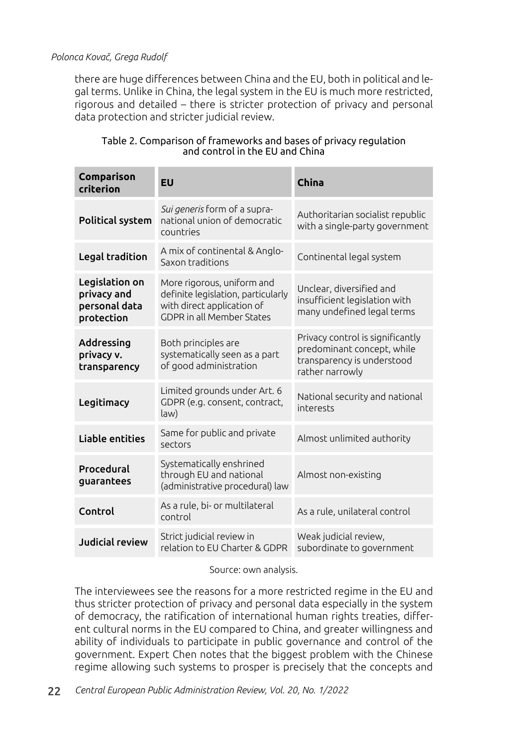there are huge differences between China and the EU, both in political and legal terms. Unlike in China, the legal system in the EU is much more restricted, rigorous and detailed – there is stricter protection of privacy and personal data protection and stricter judicial review.

Table 2. Comparison of frameworks and bases of privacy regulation and control in the EU and China

| Comparison criterion | EU | China |
|---|---|---|
| **Political system** | *Sui generis* form of a supra-national union of democratic countries | Authoritarian socialist republic with a single-party government |
| **Legal tradition** | A mix of continental & Anglo-Saxon traditions | Continental legal system |
| **Legislation on privacy and personal data protection** | More rigorous, uniform and definite legislation, particularly with direct application of GDPR in all Member States | Unclear, diversified and insufficient legislation with many undefined legal terms |
| **Addressing privacy v. transparency** | Both principles are systematically seen as a part of good administration | Privacy control is significantly predominant concept, while transparency is understood rather narrowly |
| **Legitimacy** | Limited grounds under Art. 6 GDPR (e.g. consent, contract, law) | National security and national interests |
| **Liable entities** | Same for public and private sectors | Almost unlimited authority |
| **Procedural guarantees** | Systematically enshrined through EU and national (administrative procedural) law | Almost non-existing |
| **Control** | As a rule, bi- or multilateral control | As a rule, unilateral control |
| **Judicial review** | Strict judicial review in relation to EU Charter & GDPR | Weak judicial review, subordinate to government |

Source: own analysis.

The interviewees see the reasons for a more restricted regime in the EU and thus stricter protection of privacy and personal data especially in the system of democracy, the ratification of international human rights treaties, different cultural norms in the EU compared to China, and greater willingness and ability of individuals to participate in public governance and control of the government. Expert Chen notes that the biggest problem with the Chinese regime allowing such systems to prosper is precisely that the concepts and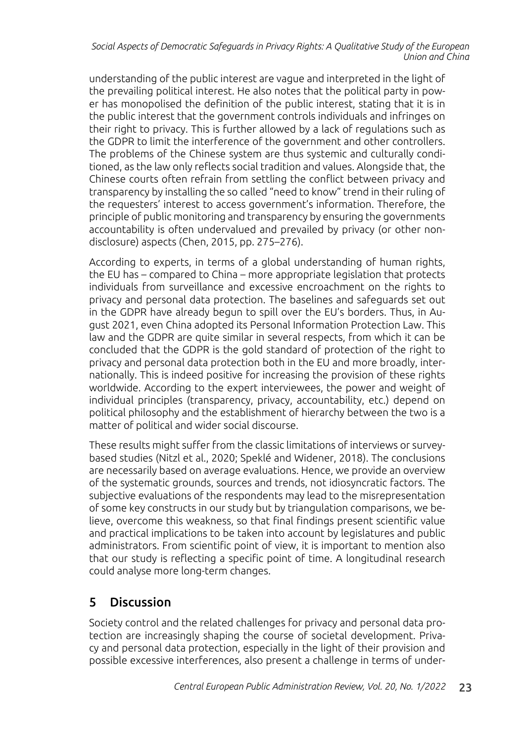understanding of the public interest are vague and interpreted in the light of the prevailing political interest. He also notes that the political party in power has monopolised the definition of the public interest, stating that it is in the public interest that the government controls individuals and infringes on their right to privacy. This is further allowed by a lack of regulations such as the GDPR to limit the interference of the government and other controllers. The problems of the Chinese system are thus systemic and culturally conditioned, as the law only reflects social tradition and values. Alongside that, the Chinese courts often refrain from settling the conflict between privacy and transparency by installing the so called "need to know" trend in their ruling of the requesters' interest to access government's information. Therefore, the principle of public monitoring and transparency by ensuring the governments accountability is often undervalued and prevailed by privacy (or other non-disclosure) aspects (Chen, 2015, pp. 275–276).

According to experts, in terms of a global understanding of human rights, the EU has – compared to China – more appropriate legislation that protects individuals from surveillance and excessive encroachment on the rights to privacy and personal data protection. The baselines and safeguards set out in the GDPR have already begun to spill over the EU's borders. Thus, in August 2021, even China adopted its Personal Information Protection Law. This law and the GDPR are quite similar in several respects, from which it can be concluded that the GDPR is the gold standard of protection of the right to privacy and personal data protection both in the EU and more broadly, internationally. This is indeed positive for increasing the provision of these rights worldwide. According to the expert interviewees, the power and weight of individual principles (transparency, privacy, accountability, etc.) depend on political philosophy and the establishment of hierarchy between the two is a matter of political and wider social discourse.

These results might suffer from the classic limitations of interviews or survey-based studies (Nitzl et al., 2020; Speklé and Widener, 2018). The conclusions are necessarily based on average evaluations. Hence, we provide an overview of the systematic grounds, sources and trends, not idiosyncratic factors. The subjective evaluations of the respondents may lead to the misrepresentation of some key constructs in our study but by triangulation comparisons, we believe, overcome this weakness, so that final findings present scientific value and practical implications to be taken into account by legislatures and public administrators. From scientific point of view, it is important to mention also that our study is reflecting a specific point of time. A longitudinal research could analyse more long-term changes.

## 5 Discussion

Society control and the related challenges for privacy and personal data protection are increasingly shaping the course of societal development. Privacy and personal data protection, especially in the light of their provision and possible excessive interferences, also present a challenge in terms of under-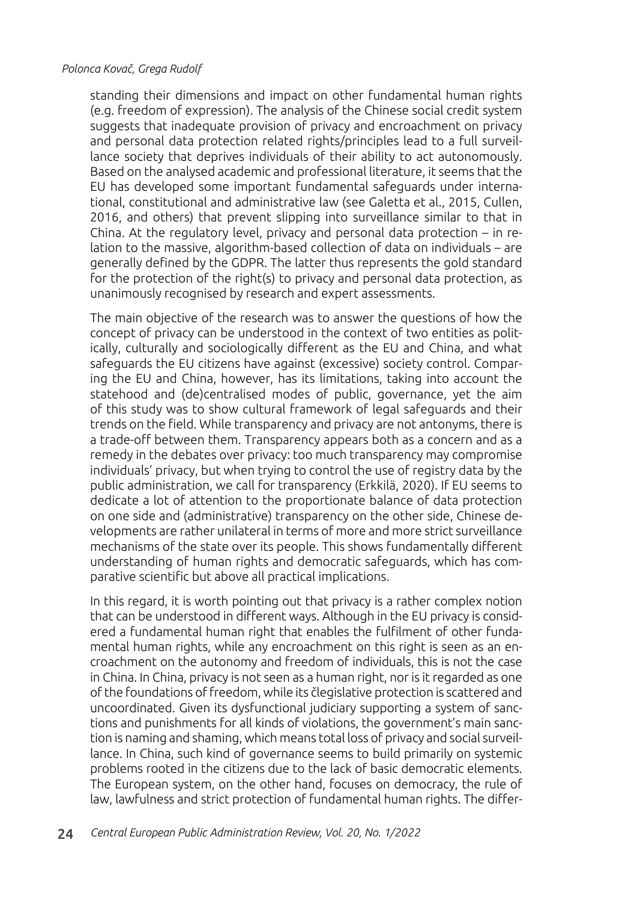standing their dimensions and impact on other fundamental human rights (e.g. freedom of expression). The analysis of the Chinese social credit system suggests that inadequate provision of privacy and encroachment on privacy and personal data protection related rights/principles lead to a full surveillance society that deprives individuals of their ability to act autonomously. Based on the analysed academic and professional literature, it seems that the EU has developed some important fundamental safeguards under international, constitutional and administrative law (see Galetta et al., 2015, Cullen, 2016, and others) that prevent slipping into surveillance similar to that in China. At the regulatory level, privacy and personal data protection – in relation to the massive, algorithm-based collection of data on individuals – are generally defined by the GDPR. The latter thus represents the gold standard for the protection of the right(s) to privacy and personal data protection, as unanimously recognised by research and expert assessments.

The main objective of the research was to answer the questions of how the concept of privacy can be understood in the context of two entities as politically, culturally and sociologically different as the EU and China, and what safeguards the EU citizens have against (excessive) society control. Comparing the EU and China, however, has its limitations, taking into account the statehood and (de)centralised modes of public, governance, yet the aim of this study was to show cultural framework of legal safeguards and their trends on the field. While transparency and privacy are not antonyms, there is a trade-off between them. Transparency appears both as a concern and as a remedy in the debates over privacy: too much transparency may compromise individuals' privacy, but when trying to control the use of registry data by the public administration, we call for transparency (Erkkilä, 2020). If EU seems to dedicate a lot of attention to the proportionate balance of data protection on one side and (administrative) transparency on the other side, Chinese developments are rather unilateral in terms of more and more strict surveillance mechanisms of the state over its people. This shows fundamentally different understanding of human rights and democratic safeguards, which has comparative scientific but above all practical implications.

In this regard, it is worth pointing out that privacy is a rather complex notion that can be understood in different ways. Although in the EU privacy is considered a fundamental human right that enables the fulfilment of other fundamental human rights, while any encroachment on this right is seen as an encroachment on the autonomy and freedom of individuals, this is not the case in China. In China, privacy is not seen as a human right, nor is it regarded as one of the foundations of freedom, while its člegislative protection is scattered and uncoordinated. Given its dysfunctional judiciary supporting a system of sanctions and punishments for all kinds of violations, the government's main sanction is naming and shaming, which means total loss of privacy and social surveillance. In China, such kind of governance seems to build primarily on systemic problems rooted in the citizens due to the lack of basic democratic elements. The European system, on the other hand, focuses on democracy, the rule of law, lawfulness and strict protection of fundamental human rights. The differ-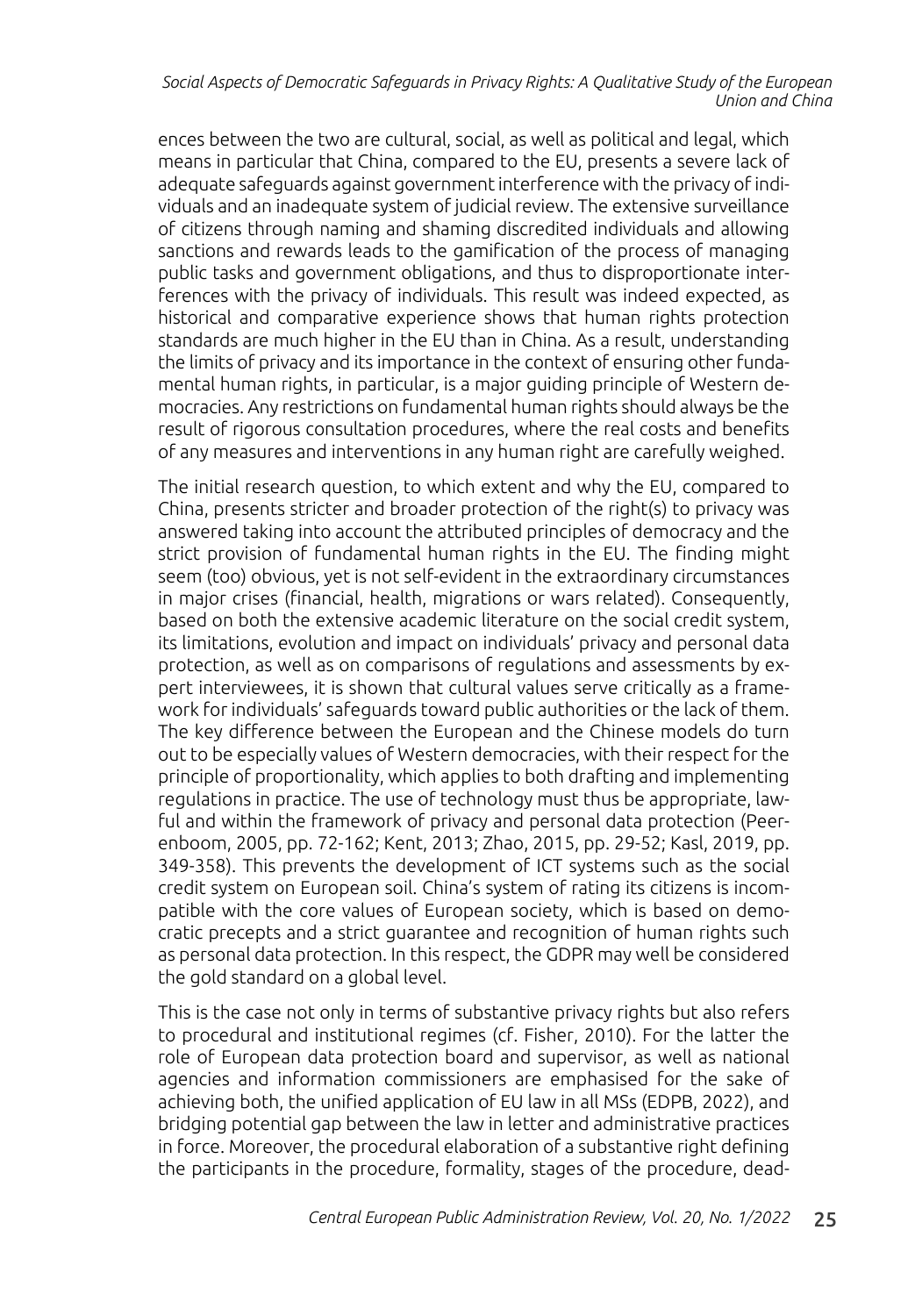ences between the two are cultural, social, as well as political and legal, which means in particular that China, compared to the EU, presents a severe lack of adequate safeguards against government interference with the privacy of individuals and an inadequate system of judicial review. The extensive surveillance of citizens through naming and shaming discredited individuals and allowing sanctions and rewards leads to the gamification of the process of managing public tasks and government obligations, and thus to disproportionate interferences with the privacy of individuals. This result was indeed expected, as historical and comparative experience shows that human rights protection standards are much higher in the EU than in China. As a result, understanding the limits of privacy and its importance in the context of ensuring other fundamental human rights, in particular, is a major guiding principle of Western democracies. Any restrictions on fundamental human rights should always be the result of rigorous consultation procedures, where the real costs and benefits of any measures and interventions in any human right are carefully weighed.

The initial research question, to which extent and why the EU, compared to China, presents stricter and broader protection of the right(s) to privacy was answered taking into account the attributed principles of democracy and the strict provision of fundamental human rights in the EU. The finding might seem (too) obvious, yet is not self-evident in the extraordinary circumstances in major crises (financial, health, migrations or wars related). Consequently, based on both the extensive academic literature on the social credit system, its limitations, evolution and impact on individuals' privacy and personal data protection, as well as on comparisons of regulations and assessments by expert interviewees, it is shown that cultural values serve critically as a framework for individuals' safeguards toward public authorities or the lack of them. The key difference between the European and the Chinese models do turn out to be especially values of Western democracies, with their respect for the principle of proportionality, which applies to both drafting and implementing regulations in practice. The use of technology must thus be appropriate, lawful and within the framework of privacy and personal data protection (Peerenboom, 2005, pp. 72-162; Kent, 2013; Zhao, 2015, pp. 29-52; Kasl, 2019, pp. 349-358). This prevents the development of ICT systems such as the social credit system on European soil. China's system of rating its citizens is incompatible with the core values of European society, which is based on democratic precepts and a strict guarantee and recognition of human rights such as personal data protection. In this respect, the GDPR may well be considered the gold standard on a global level.

This is the case not only in terms of substantive privacy rights but also refers to procedural and institutional regimes (cf. Fisher, 2010). For the latter the role of European data protection board and supervisor, as well as national agencies and information commissioners are emphasised for the sake of achieving both, the unified application of EU law in all MSs (EDPB, 2022), and bridging potential gap between the law in letter and administrative practices in force. Moreover, the procedural elaboration of a substantive right defining the participants in the procedure, formality, stages of the procedure, dead-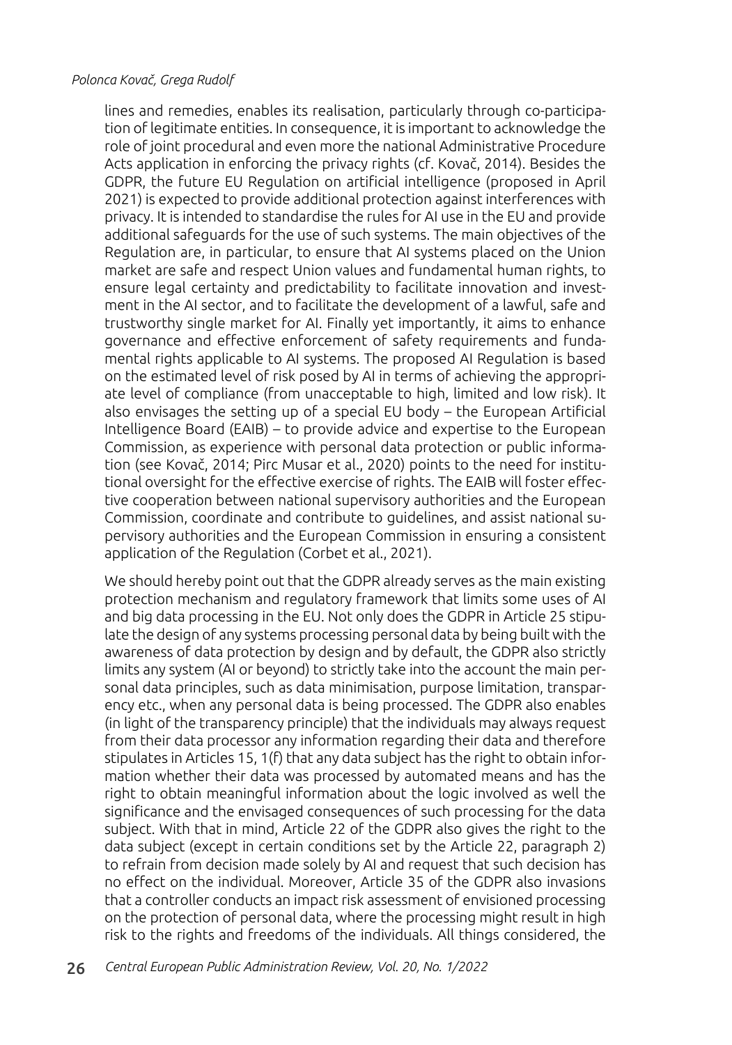lines and remedies, enables its realisation, particularly through co-participation of legitimate entities. In consequence, it is important to acknowledge the role of joint procedural and even more the national Administrative Procedure Acts application in enforcing the privacy rights (cf. Kovač, 2014). Besides the GDPR, the future EU Regulation on artificial intelligence (proposed in April 2021) is expected to provide additional protection against interferences with privacy. It is intended to standardise the rules for AI use in the EU and provide additional safeguards for the use of such systems. The main objectives of the Regulation are, in particular, to ensure that AI systems placed on the Union market are safe and respect Union values and fundamental human rights, to ensure legal certainty and predictability to facilitate innovation and investment in the AI sector, and to facilitate the development of a lawful, safe and trustworthy single market for AI. Finally yet importantly, it aims to enhance governance and effective enforcement of safety requirements and fundamental rights applicable to AI systems. The proposed AI Regulation is based on the estimated level of risk posed by AI in terms of achieving the appropriate level of compliance (from unacceptable to high, limited and low risk). It also envisages the setting up of a special EU body – the European Artificial Intelligence Board (EAIB) – to provide advice and expertise to the European Commission, as experience with personal data protection or public information (see Kovač, 2014; Pirc Musar et al., 2020) points to the need for institutional oversight for the effective exercise of rights. The EAIB will foster effective cooperation between national supervisory authorities and the European Commission, coordinate and contribute to guidelines, and assist national supervisory authorities and the European Commission in ensuring a consistent application of the Regulation (Corbet et al., 2021).

We should hereby point out that the GDPR already serves as the main existing protection mechanism and regulatory framework that limits some uses of AI and big data processing in the EU. Not only does the GDPR in Article 25 stipulate the design of any systems processing personal data by being built with the awareness of data protection by design and by default, the GDPR also strictly limits any system (AI or beyond) to strictly take into the account the main personal data principles, such as data minimisation, purpose limitation, transparency etc., when any personal data is being processed. The GDPR also enables (in light of the transparency principle) that the individuals may always request from their data processor any information regarding their data and therefore stipulates in Articles 15, 1(f) that any data subject has the right to obtain information whether their data was processed by automated means and has the right to obtain meaningful information about the logic involved as well the significance and the envisaged consequences of such processing for the data subject. With that in mind, Article 22 of the GDPR also gives the right to the data subject (except in certain conditions set by the Article 22, paragraph 2) to refrain from decision made solely by AI and request that such decision has no effect on the individual. Moreover, Article 35 of the GDPR also invasions that a controller conducts an impact risk assessment of envisioned processing on the protection of personal data, where the processing might result in high risk to the rights and freedoms of the individuals. All things considered, the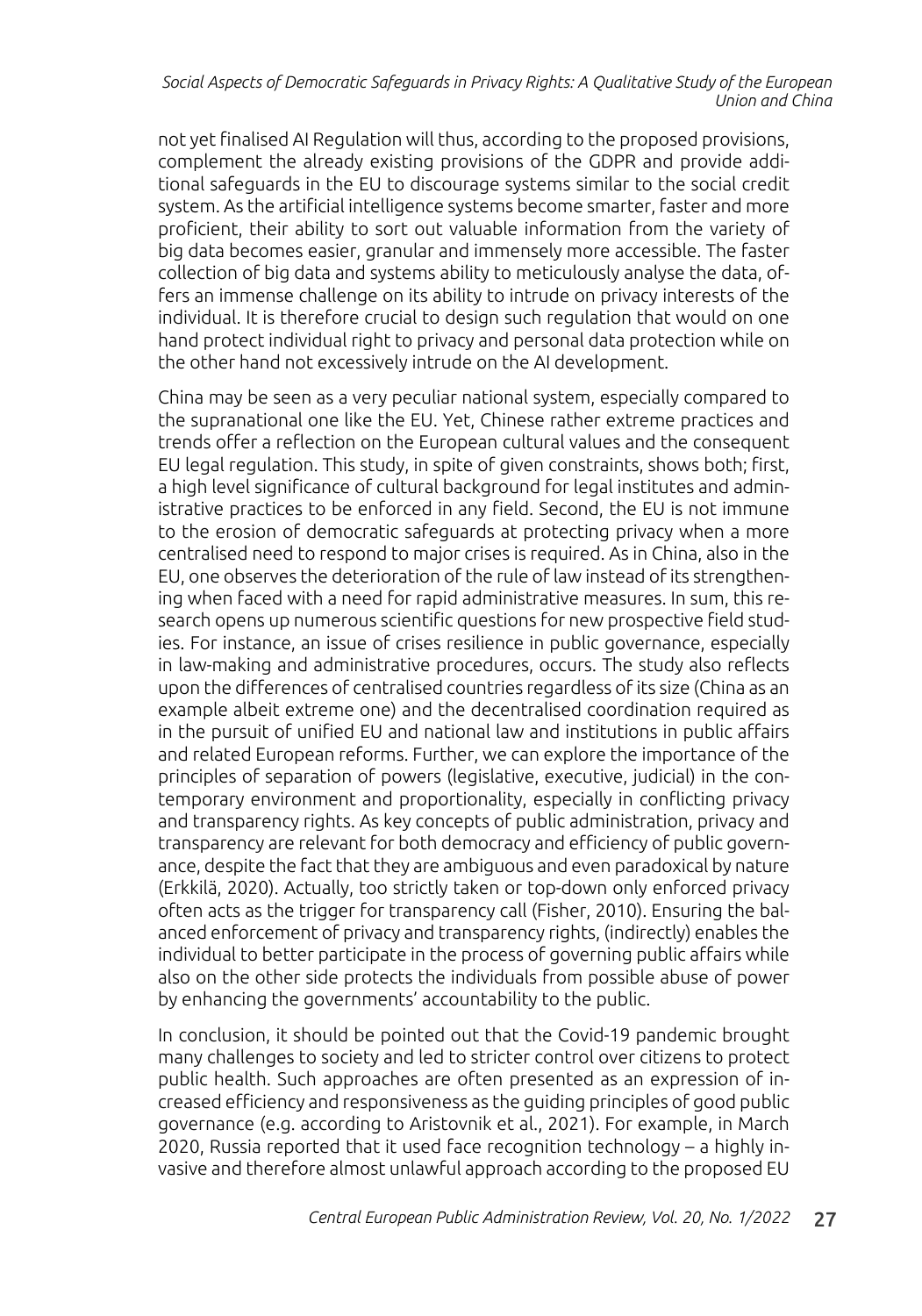not yet finalised AI Regulation will thus, according to the proposed provisions, complement the already existing provisions of the GDPR and provide additional safeguards in the EU to discourage systems similar to the social credit system. As the artificial intelligence systems become smarter, faster and more proficient, their ability to sort out valuable information from the variety of big data becomes easier, granular and immensely more accessible. The faster collection of big data and systems ability to meticulously analyse the data, offers an immense challenge on its ability to intrude on privacy interests of the individual. It is therefore crucial to design such regulation that would on one hand protect individual right to privacy and personal data protection while on the other hand not excessively intrude on the AI development.

China may be seen as a very peculiar national system, especially compared to the supranational one like the EU. Yet, Chinese rather extreme practices and trends offer a reflection on the European cultural values and the consequent EU legal regulation. This study, in spite of given constraints, shows both; first, a high level significance of cultural background for legal institutes and administrative practices to be enforced in any field. Second, the EU is not immune to the erosion of democratic safeguards at protecting privacy when a more centralised need to respond to major crises is required. As in China, also in the EU, one observes the deterioration of the rule of law instead of its strengthening when faced with a need for rapid administrative measures. In sum, this research opens up numerous scientific questions for new prospective field studies. For instance, an issue of crises resilience in public governance, especially in law-making and administrative procedures, occurs. The study also reflects upon the differences of centralised countries regardless of its size (China as an example albeit extreme one) and the decentralised coordination required as in the pursuit of unified EU and national law and institutions in public affairs and related European reforms. Further, we can explore the importance of the principles of separation of powers (legislative, executive, judicial) in the contemporary environment and proportionality, especially in conflicting privacy and transparency rights. As key concepts of public administration, privacy and transparency are relevant for both democracy and efficiency of public governance, despite the fact that they are ambiguous and even paradoxical by nature (Erkkilä, 2020). Actually, too strictly taken or top-down only enforced privacy often acts as the trigger for transparency call (Fisher, 2010). Ensuring the balanced enforcement of privacy and transparency rights, (indirectly) enables the individual to better participate in the process of governing public affairs while also on the other side protects the individuals from possible abuse of power by enhancing the governments' accountability to the public.

In conclusion, it should be pointed out that the Covid-19 pandemic brought many challenges to society and led to stricter control over citizens to protect public health. Such approaches are often presented as an expression of increased efficiency and responsiveness as the guiding principles of good public governance (e.g. according to Aristovnik et al., 2021). For example, in March 2020, Russia reported that it used face recognition technology – a highly invasive and therefore almost unlawful approach according to the proposed EU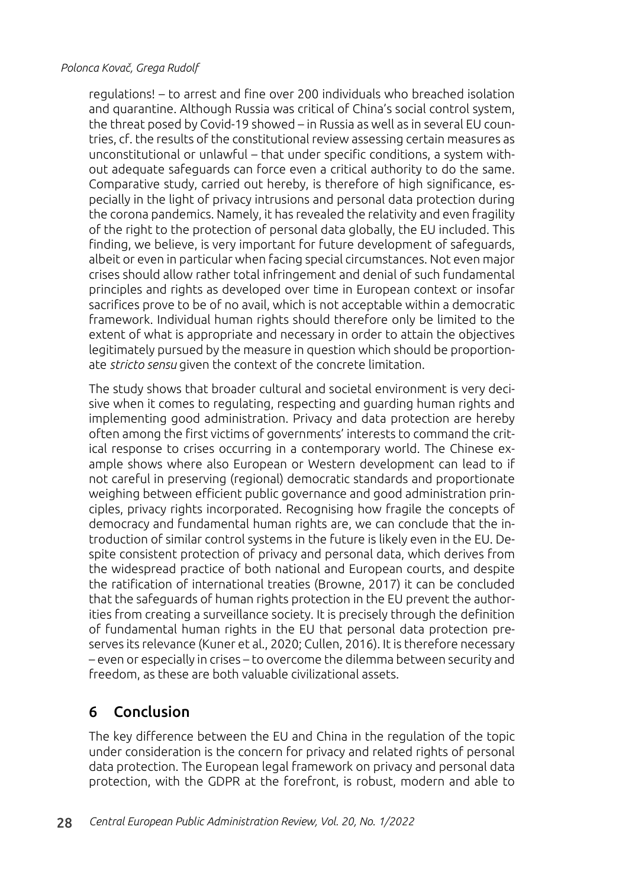regulations! – to arrest and fine over 200 individuals who breached isolation and quarantine. Although Russia was critical of China's social control system, the threat posed by Covid-19 showed – in Russia as well as in several EU countries, cf. the results of the constitutional review assessing certain measures as unconstitutional or unlawful – that under specific conditions, a system without adequate safeguards can force even a critical authority to do the same. Comparative study, carried out hereby, is therefore of high significance, especially in the light of privacy intrusions and personal data protection during the corona pandemics. Namely, it has revealed the relativity and even fragility of the right to the protection of personal data globally, the EU included. This finding, we believe, is very important for future development of safeguards, albeit or even in particular when facing special circumstances. Not even major crises should allow rather total infringement and denial of such fundamental principles and rights as developed over time in European context or insofar sacrifices prove to be of no avail, which is not acceptable within a democratic framework. Individual human rights should therefore only be limited to the extent of what is appropriate and necessary in order to attain the objectives legitimately pursued by the measure in question which should be proportionate *stricto sensu* given the context of the concrete limitation.

The study shows that broader cultural and societal environment is very decisive when it comes to regulating, respecting and guarding human rights and implementing good administration. Privacy and data protection are hereby often among the first victims of governments' interests to command the critical response to crises occurring in a contemporary world. The Chinese example shows where also European or Western development can lead to if not careful in preserving (regional) democratic standards and proportionate weighing between efficient public governance and good administration principles, privacy rights incorporated. Recognising how fragile the concepts of democracy and fundamental human rights are, we can conclude that the introduction of similar control systems in the future is likely even in the EU. Despite consistent protection of privacy and personal data, which derives from the widespread practice of both national and European courts, and despite the ratification of international treaties (Browne, 2017) it can be concluded that the safeguards of human rights protection in the EU prevent the authorities from creating a surveillance society. It is precisely through the definition of fundamental human rights in the EU that personal data protection preserves its relevance (Kuner et al., 2020; Cullen, 2016). It is therefore necessary – even or especially in crises – to overcome the dilemma between security and freedom, as these are both valuable civilizational assets.

## 6 Conclusion

The key difference between the EU and China in the regulation of the topic under consideration is the concern for privacy and related rights of personal data protection. The European legal framework on privacy and personal data protection, with the GDPR at the forefront, is robust, modern and able to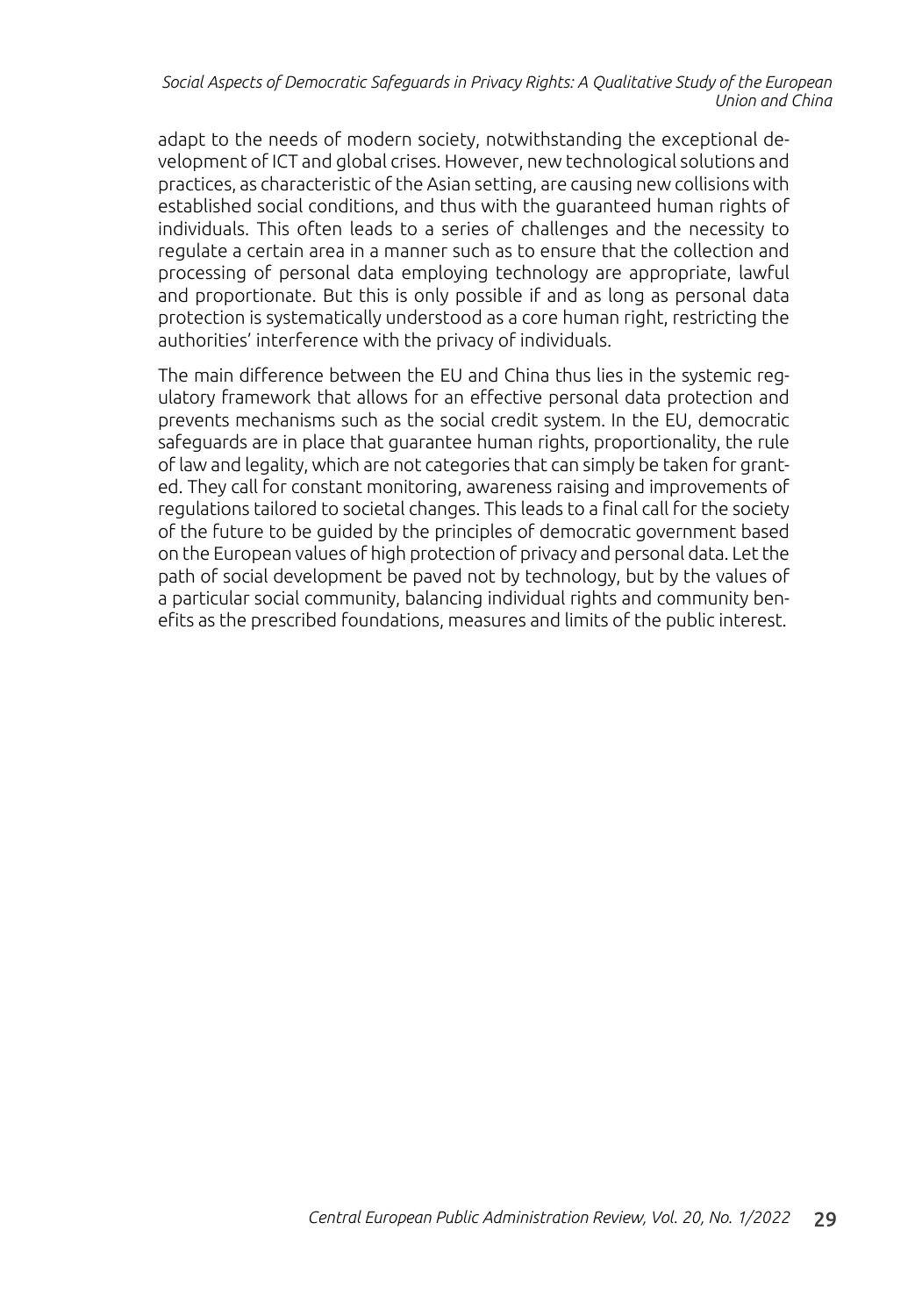adapt to the needs of modern society, notwithstanding the exceptional development of ICT and global crises. However, new technological solutions and practices, as characteristic of the Asian setting, are causing new collisions with established social conditions, and thus with the guaranteed human rights of individuals. This often leads to a series of challenges and the necessity to regulate a certain area in a manner such as to ensure that the collection and processing of personal data employing technology are appropriate, lawful and proportionate. But this is only possible if and as long as personal data protection is systematically understood as a core human right, restricting the authorities' interference with the privacy of individuals.

The main difference between the EU and China thus lies in the systemic regulatory framework that allows for an effective personal data protection and prevents mechanisms such as the social credit system. In the EU, democratic safeguards are in place that guarantee human rights, proportionality, the rule of law and legality, which are not categories that can simply be taken for granted. They call for constant monitoring, awareness raising and improvements of regulations tailored to societal changes. This leads to a final call for the society of the future to be guided by the principles of democratic government based on the European values of high protection of privacy and personal data. Let the path of social development be paved not by technology, but by the values of a particular social community, balancing individual rights and community benefits as the prescribed foundations, measures and limits of the public interest.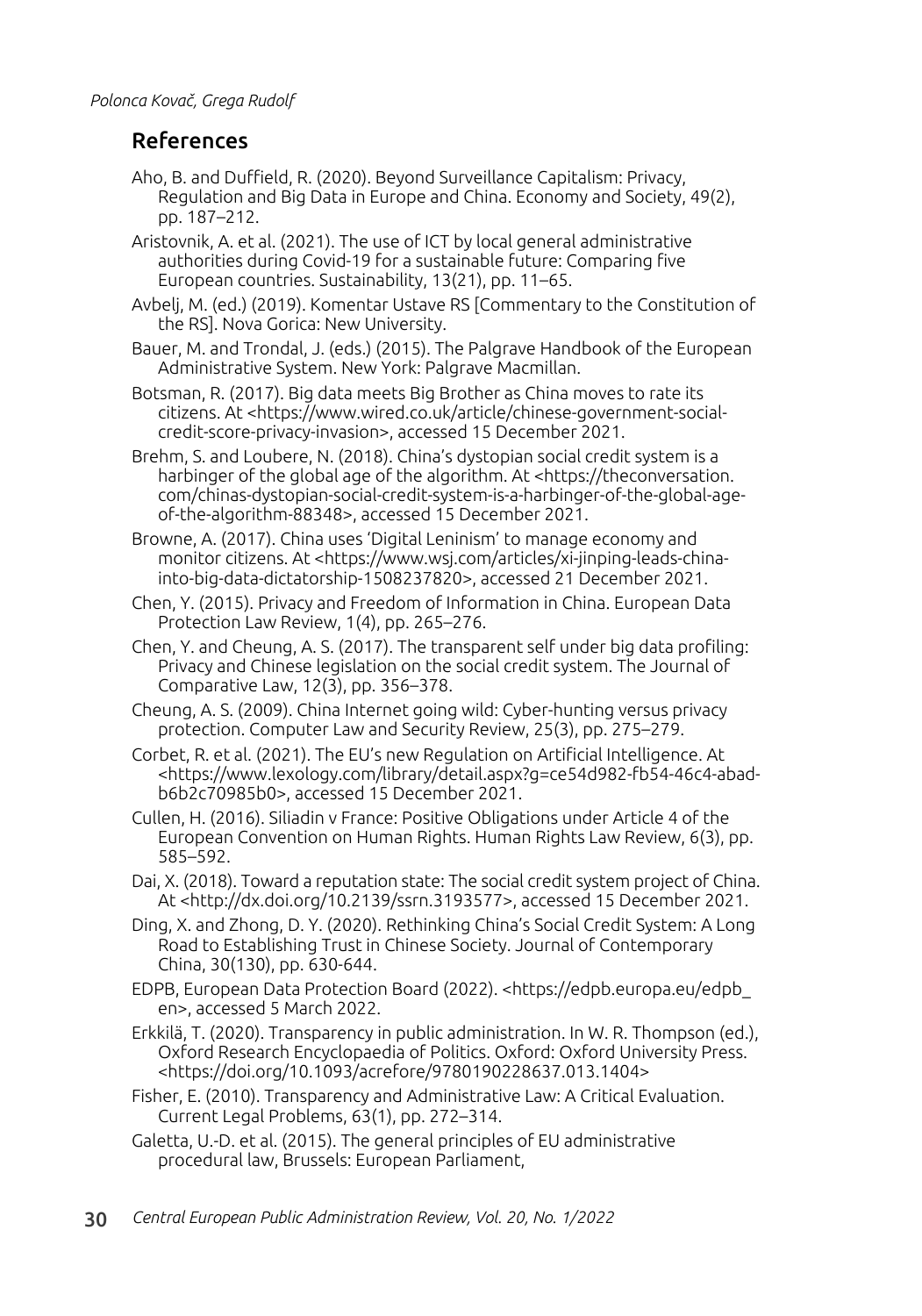## References

Aho, B. and Duffield, R. (2020). Beyond Surveillance Capitalism: Privacy, Regulation and Big Data in Europe and China. Economy and Society, 49(2), pp. 187–212.

Aristovnik, A. et al. (2021). The use of ICT by local general administrative authorities during Covid-19 for a sustainable future: Comparing five European countries. Sustainability, 13(21), pp. 11–65.

Avbelj, M. (ed.) (2019). Komentar Ustave RS [Commentary to the Constitution of the RS]. Nova Gorica: New University.

Bauer, M. and Trondal, J. (eds.) (2015). The Palgrave Handbook of the European Administrative System. New York: Palgrave Macmillan.

Botsman, R. (2017). Big data meets Big Brother as China moves to rate its citizens. At <https://www.wired.co.uk/article/chinese-government-social-credit-score-privacy-invasion>, accessed 15 December 2021.

Brehm, S. and Loubere, N. (2018). China's dystopian social credit system is a harbinger of the global age of the algorithm. At <https://theconversation.com/chinas-dystopian-social-credit-system-is-a-harbinger-of-the-global-age-of-the-algorithm-88348>, accessed 15 December 2021.

Browne, A. (2017). China uses 'Digital Leninism' to manage economy and monitor citizens. At <https://www.wsj.com/articles/xi-jinping-leads-china-into-big-data-dictatorship-1508237820>, accessed 21 December 2021.

Chen, Y. (2015). Privacy and Freedom of Information in China. European Data Protection Law Review, 1(4), pp. 265–276.

Chen, Y. and Cheung, A. S. (2017). The transparent self under big data profiling: Privacy and Chinese legislation on the social credit system. The Journal of Comparative Law, 12(3), pp. 356–378.

Cheung, A. S. (2009). China Internet going wild: Cyber-hunting versus privacy protection. Computer Law and Security Review, 25(3), pp. 275–279.

Corbet, R. et al. (2021). The EU's new Regulation on Artificial Intelligence. At <https://www.lexology.com/library/detail.aspx?g=ce54d982-fb54-46c4-abad-b6b2c70985b0>, accessed 15 December 2021.

Cullen, H. (2016). Siliadin v France: Positive Obligations under Article 4 of the European Convention on Human Rights. Human Rights Law Review, 6(3), pp. 585–592.

Dai, X. (2018). Toward a reputation state: The social credit system project of China. At <http://dx.doi.org/10.2139/ssrn.3193577>, accessed 15 December 2021.

Ding, X. and Zhong, D. Y. (2020). Rethinking China's Social Credit System: A Long Road to Establishing Trust in Chinese Society. Journal of Contemporary China, 30(130), pp. 630-644.

EDPB, European Data Protection Board (2022). <https://edpb.europa.eu/edpb_en>, accessed 5 March 2022.

Erkkilä, T. (2020). Transparency in public administration. In W. R. Thompson (ed.), Oxford Research Encyclopaedia of Politics. Oxford: Oxford University Press. <https://doi.org/10.1093/acrefore/9780190228637.013.1404>

Fisher, E. (2010). Transparency and Administrative Law: A Critical Evaluation. Current Legal Problems, 63(1), pp. 272–314.

Galetta, U.-D. et al. (2015). The general principles of EU administrative procedural law, Brussels: European Parliament,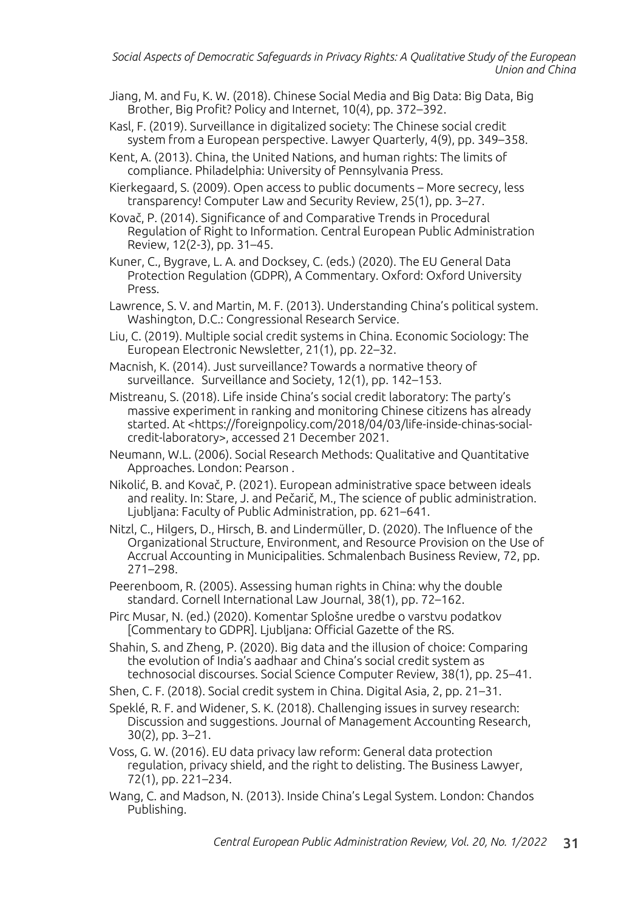Jiang, M. and Fu, K. W. (2018). Chinese Social Media and Big Data: Big Data, Big Brother, Big Profit? Policy and Internet, 10(4), pp. 372–392.

Kasl, F. (2019). Surveillance in digitalized society: The Chinese social credit system from a European perspective. Lawyer Quarterly, 4(9), pp. 349–358.

Kent, A. (2013). China, the United Nations, and human rights: The limits of compliance. Philadelphia: University of Pennsylvania Press.

Kierkegaard, S. (2009). Open access to public documents – More secrecy, less transparency! Computer Law and Security Review, 25(1), pp. 3–27.

Kovač, P. (2014). Significance of and Comparative Trends in Procedural Regulation of Right to Information. Central European Public Administration Review, 12(2-3), pp. 31–45.

Kuner, C., Bygrave, L. A. and Docksey, C. (eds.) (2020). The EU General Data Protection Regulation (GDPR), A Commentary. Oxford: Oxford University Press.

Lawrence, S. V. and Martin, M. F. (2013). Understanding China's political system. Washington, D.C.: Congressional Research Service.

Liu, C. (2019). Multiple social credit systems in China. Economic Sociology: The European Electronic Newsletter, 21(1), pp. 22–32.

Macnish, K. (2014). Just surveillance? Towards a normative theory of surveillance. Surveillance and Society, 12(1), pp. 142–153.

Mistreanu, S. (2018). Life inside China's social credit laboratory: The party's massive experiment in ranking and monitoring Chinese citizens has already started. At <https://foreignpolicy.com/2018/04/03/life-inside-chinas-social-credit-laboratory>, accessed 21 December 2021.

Neumann, W.L. (2006). Social Research Methods: Qualitative and Quantitative Approaches. London: Pearson .

Nikolić, B. and Kovač, P. (2021). European administrative space between ideals and reality. In: Stare, J. and Pečarič, M., The science of public administration. Ljubljana: Faculty of Public Administration, pp. 621–641.

Nitzl, C., Hilgers, D., Hirsch, B. and Lindermüller, D. (2020). The Influence of the Organizational Structure, Environment, and Resource Provision on the Use of Accrual Accounting in Municipalities. Schmalenbach Business Review, 72, pp. 271–298.

Peerenboom, R. (2005). Assessing human rights in China: why the double standard. Cornell International Law Journal, 38(1), pp. 72–162.

Pirc Musar, N. (ed.) (2020). Komentar Splošne uredbe o varstvu podatkov [Commentary to GDPR]. Ljubljana: Official Gazette of the RS.

Shahin, S. and Zheng, P. (2020). Big data and the illusion of choice: Comparing the evolution of India's aadhaar and China's social credit system as technosocial discourses. Social Science Computer Review, 38(1), pp. 25–41.

Shen, C. F. (2018). Social credit system in China. Digital Asia, 2, pp. 21–31.

Speklé, R. F. and Widener, S. K. (2018). Challenging issues in survey research: Discussion and suggestions. Journal of Management Accounting Research, 30(2), pp. 3–21.

Voss, G. W. (2016). EU data privacy law reform: General data protection regulation, privacy shield, and the right to delisting. The Business Lawyer, 72(1), pp. 221–234.

Wang, C. and Madson, N. (2013). Inside China's Legal System. London: Chandos Publishing.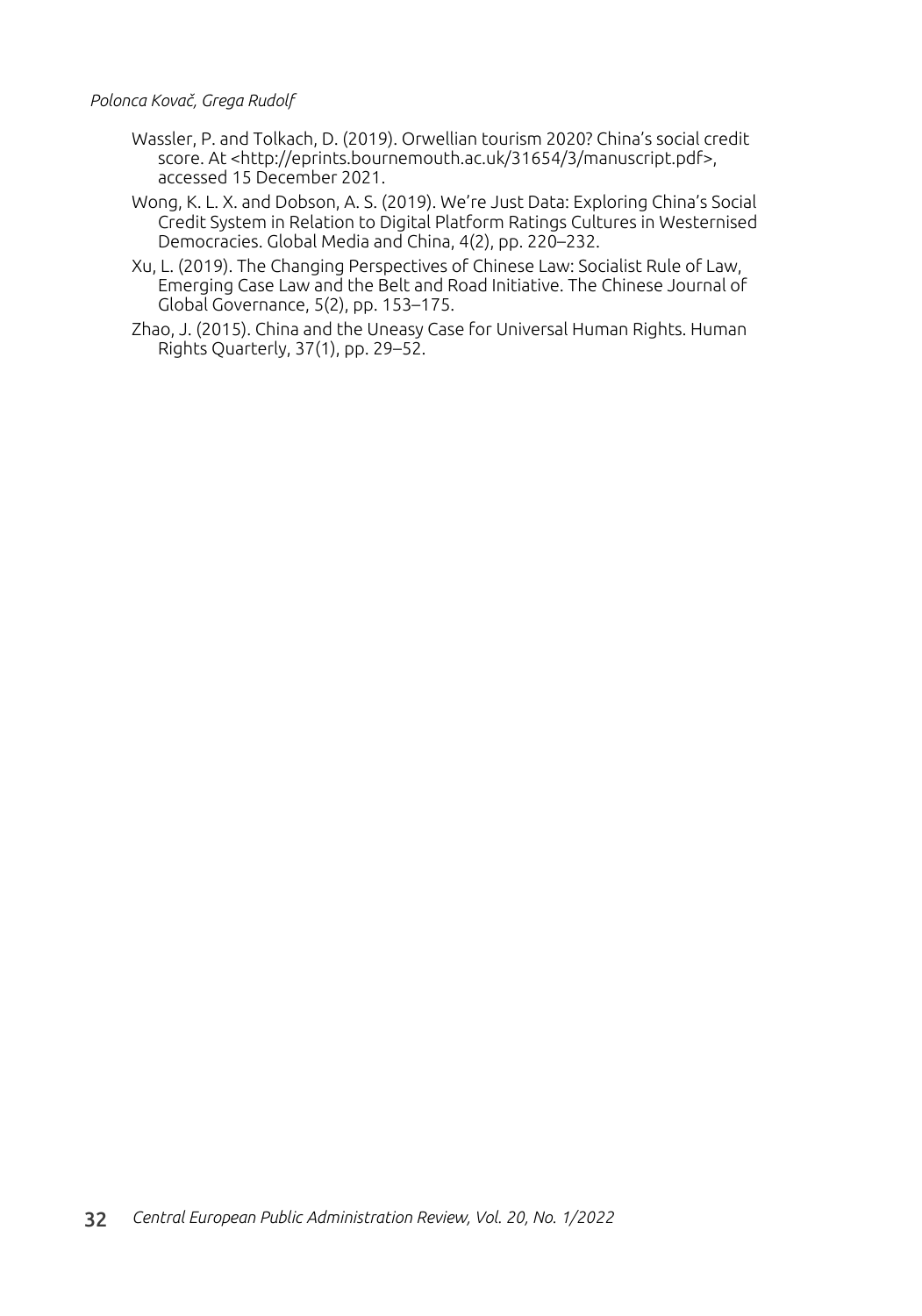Wassler, P. and Tolkach, D. (2019). Orwellian tourism 2020? China's social credit score. At <http://eprints.bournemouth.ac.uk/31654/3/manuscript.pdf>, accessed 15 December 2021.

Wong, K. L. X. and Dobson, A. S. (2019). We're Just Data: Exploring China's Social Credit System in Relation to Digital Platform Ratings Cultures in Westernised Democracies. Global Media and China, 4(2), pp. 220–232.

Xu, L. (2019). The Changing Perspectives of Chinese Law: Socialist Rule of Law, Emerging Case Law and the Belt and Road Initiative. The Chinese Journal of Global Governance, 5(2), pp. 153–175.

Zhao, J. (2015). China and the Uneasy Case for Universal Human Rights. Human Rights Quarterly, 37(1), pp. 29–52.